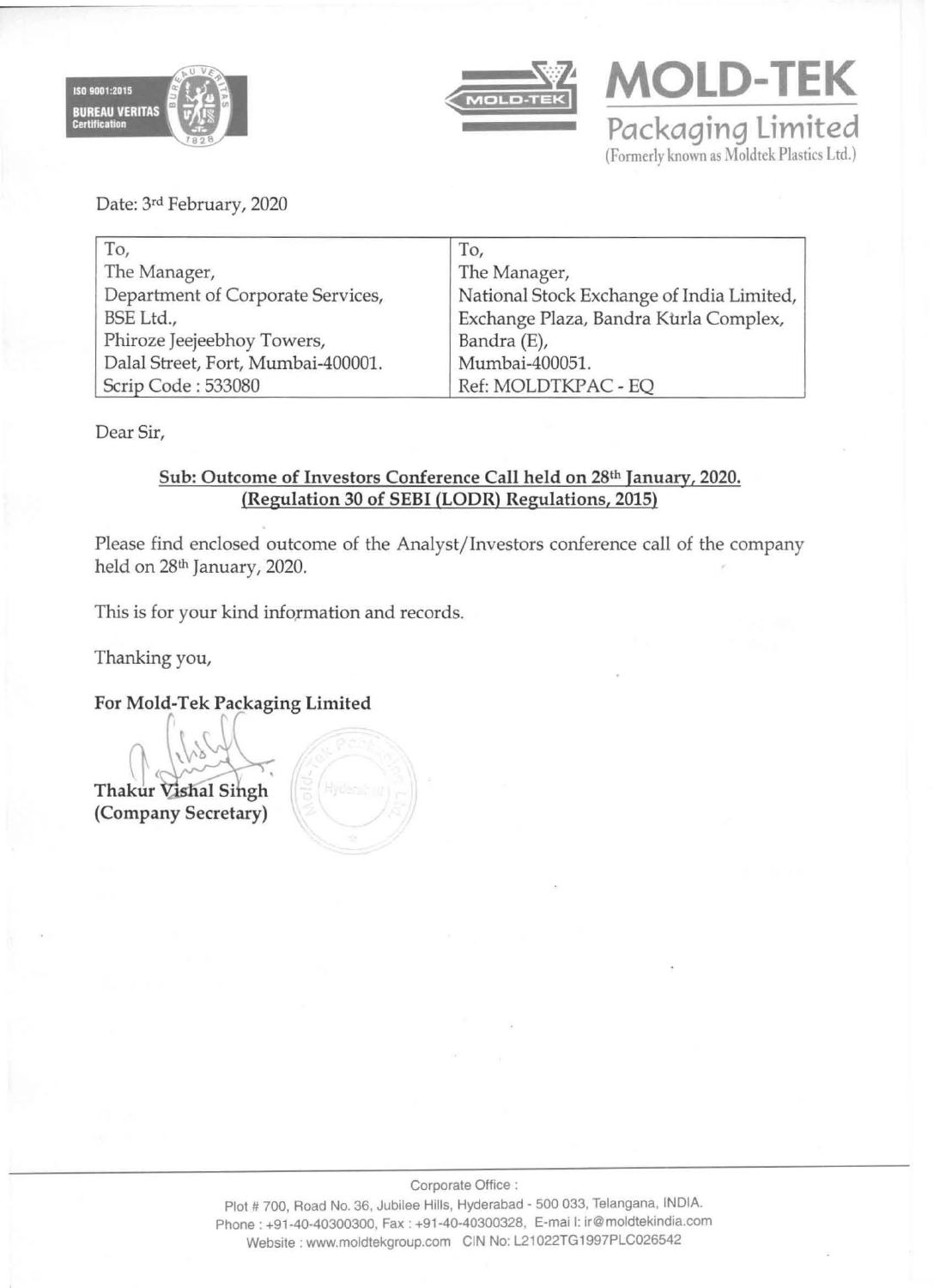**MOLD-TEK**

**Packaging Limited**

(Formerly known as Moldtek Plastics Ltd.)

Date: 3rd February, 2020

| To, | To, |
|---|---|
| The Manager, | The Manager, |
| Department of Corporate Services, | National Stock Exchange of India Limited, |
| BSE Ltd., | Exchange Plaza, Bandra Kurla Complex, |
| Phiroze Jeejeebhoy Towers, | Bandra (E), |
| Dalal Street, Fort, Mumbai-400001. | Mumbai-400051. |
| Scrip Code : 533080 | Ref: MOLDTKPAC - EQ |

Dear Sir,

**Sub: Outcome of Investors Conference Call held on 28th January, 2020.**
**(Regulation 30 of SEBI (LODR) Regulations, 2015)**

Please find enclosed outcome of the Analyst/Investors conference call of the company held on 28th January, 2020.

This is for your kind information and records.

Thanking you,

**For Mold-Tek Packaging Limited**

**Thakur Vishal Singh**
**(Company Secretary)**

Corporate Office :
Plot # 700, Road No. 36, Jubilee Hills, Hyderabad - 500 033, Telangana, INDIA.
Phone : +91-40-40300300, Fax : +91-40-40300328, E-mail: ir@moldtekindia.com
Website : www.moldtekgroup.com CIN No: L21022TG1997PLC026542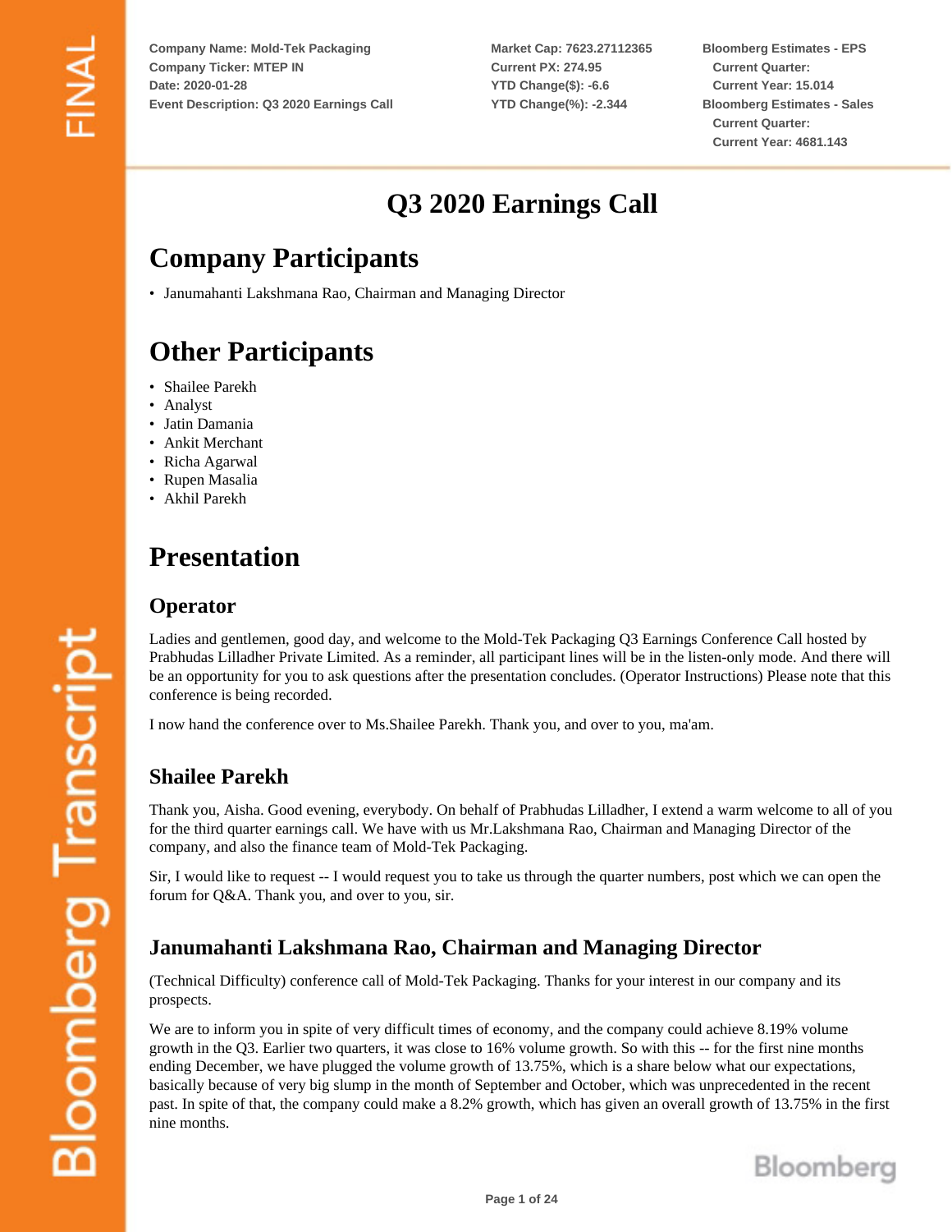Company Name: Mold-Tek Packaging
Company Ticker: MTEP IN
Date: 2020-01-28
Event Description: Q3 2020 Earnings Call

Market Cap: 7623.27112365
Current PX: 274.95
YTD Change($): -6.6
YTD Change(%): -2.344

Bloomberg Estimates - EPS
Current Quarter:
Current Year: 15.014
Bloomberg Estimates - Sales
Current Quarter:
Current Year: 4681.143

# Q3 2020 Earnings Call

## Company Participants

- Janumahanti Lakshmana Rao, Chairman and Managing Director

## Other Participants

- Shailee Parekh
- Analyst
- Jatin Damania
- Ankit Merchant
- Richa Agarwal
- Rupen Masalia
- Akhil Parekh

## Presentation

### Operator

Ladies and gentlemen, good day, and welcome to the Mold-Tek Packaging Q3 Earnings Conference Call hosted by Prabhudas Lilladher Private Limited. As a reminder, all participant lines will be in the listen-only mode. And there will be an opportunity for you to ask questions after the presentation concludes. (Operator Instructions) Please note that this conference is being recorded.

I now hand the conference over to Ms.Shailee Parekh. Thank you, and over to you, ma'am.

### Shailee Parekh

Thank you, Aisha. Good evening, everybody. On behalf of Prabhudas Lilladher, I extend a warm welcome to all of you for the third quarter earnings call. We have with us Mr.Lakshmana Rao, Chairman and Managing Director of the company, and also the finance team of Mold-Tek Packaging.

Sir, I would like to request -- I would request you to take us through the quarter numbers, post which we can open the forum for Q&A. Thank you, and over to you, sir.

### Janumahanti Lakshmana Rao, Chairman and Managing Director

(Technical Difficulty) conference call of Mold-Tek Packaging. Thanks for your interest in our company and its prospects.

We are to inform you in spite of very difficult times of economy, and the company could achieve 8.19% volume growth in the Q3. Earlier two quarters, it was close to 16% volume growth. So with this -- for the first nine months ending December, we have plugged the volume growth of 13.75%, which is a share below what our expectations, basically because of very big slump in the month of September and October, which was unprecedented in the recent past. In spite of that, the company could make a 8.2% growth, which has given an overall growth of 13.75% in the first nine months.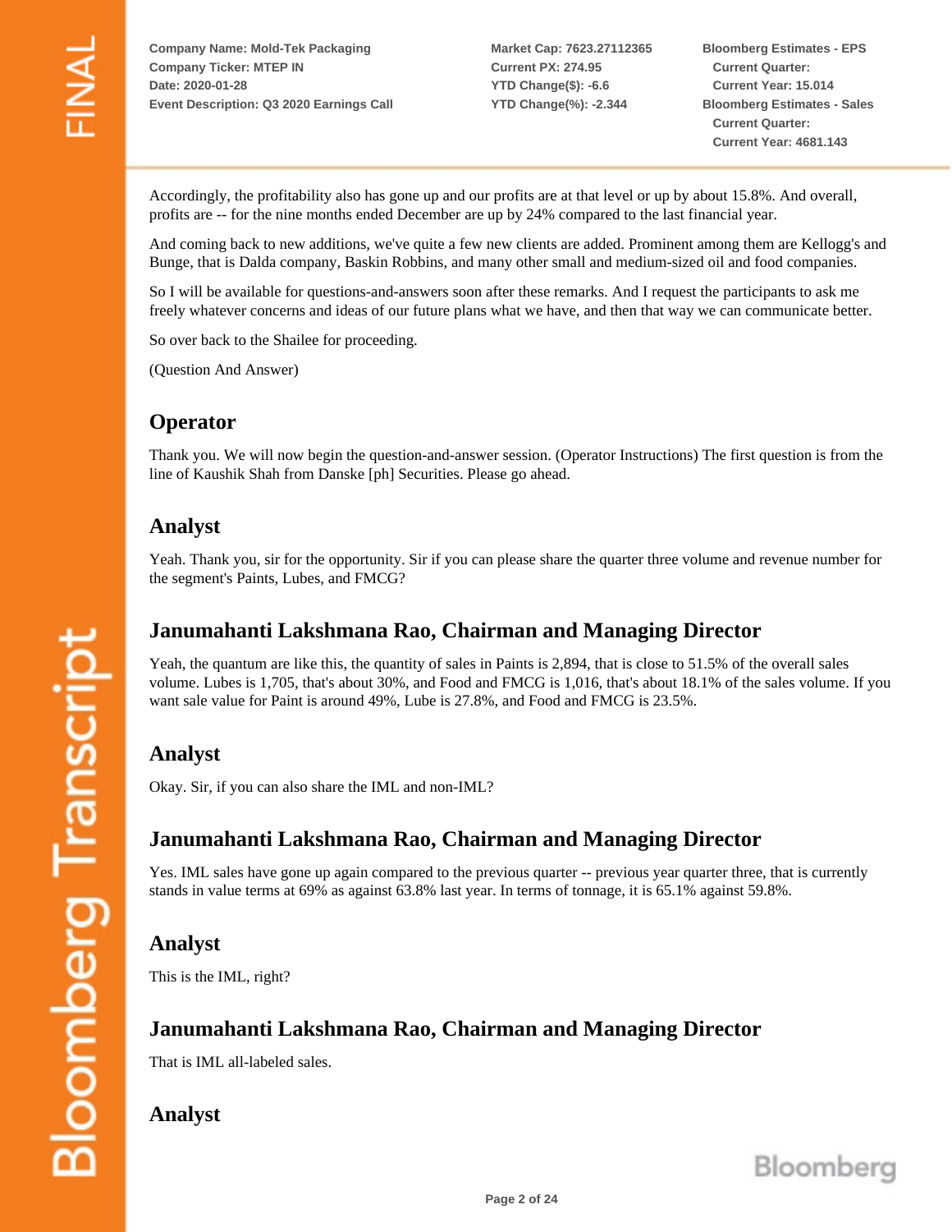Accordingly, the profitability also has gone up and our profits are at that level or up by about 15.8%. And overall, profits are -- for the nine months ended December are up by 24% compared to the last financial year.

And coming back to new additions, we've quite a few new clients are added. Prominent among them are Kellogg's and Bunge, that is Dalda company, Baskin Robbins, and many other small and medium-sized oil and food companies.

So I will be available for questions-and-answers soon after these remarks. And I request the participants to ask me freely whatever concerns and ideas of our future plans what we have, and then that way we can communicate better.

So over back to the Shailee for proceeding.

(Question And Answer)

## Operator

Thank you. We will now begin the question-and-answer session. (Operator Instructions) The first question is from the line of Kaushik Shah from Danske [ph] Securities. Please go ahead.

## Analyst

Yeah. Thank you, sir for the opportunity. Sir if you can please share the quarter three volume and revenue number for the segment's Paints, Lubes, and FMCG?

## Janumahanti Lakshmana Rao, Chairman and Managing Director

Yeah, the quantum are like this, the quantity of sales in Paints is 2,894, that is close to 51.5% of the overall sales volume. Lubes is 1,705, that's about 30%, and Food and FMCG is 1,016, that's about 18.1% of the sales volume. If you want sale value for Paint is around 49%, Lube is 27.8%, and Food and FMCG is 23.5%.

## Analyst

Okay. Sir, if you can also share the IML and non-IML?

## Janumahanti Lakshmana Rao, Chairman and Managing Director

Yes. IML sales have gone up again compared to the previous quarter -- previous year quarter three, that is currently stands in value terms at 69% as against 63.8% last year. In terms of tonnage, it is 65.1% against 59.8%.

## Analyst

This is the IML, right?

## Janumahanti Lakshmana Rao, Chairman and Managing Director

That is IML all-labeled sales.

## Analyst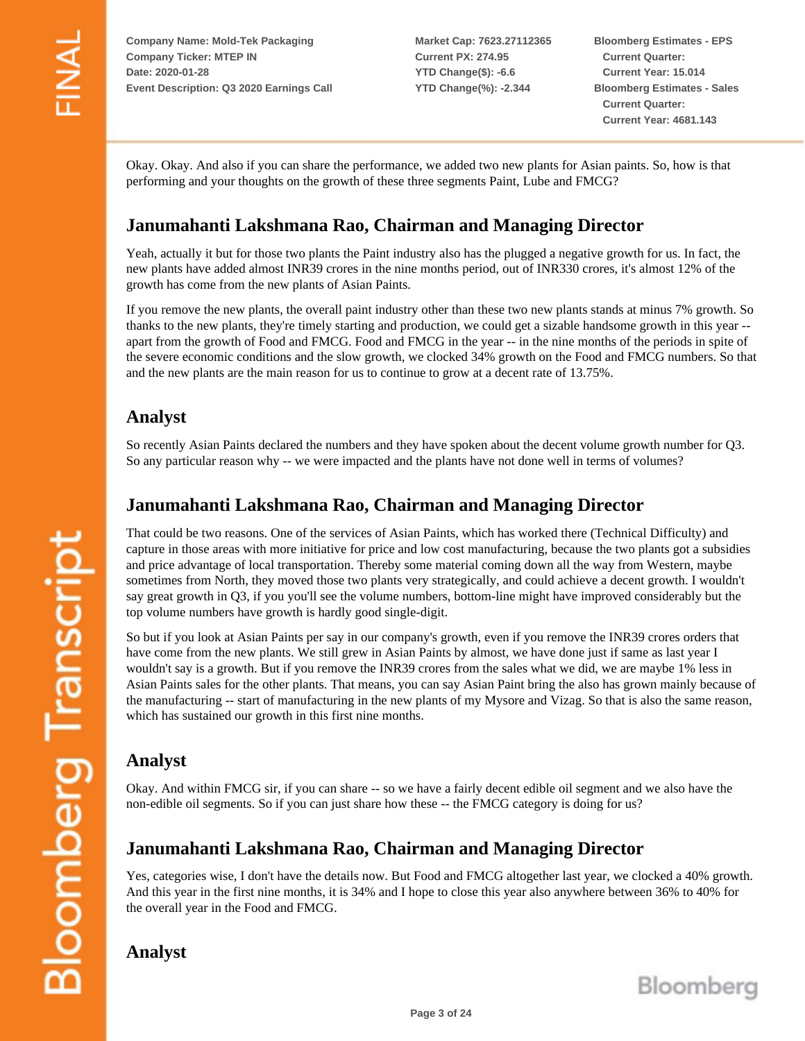Okay. Okay. And also if you can share the performance, we added two new plants for Asian paints. So, how is that performing and your thoughts on the growth of these three segments Paint, Lube and FMCG?

## Janumahanti Lakshmana Rao, Chairman and Managing Director

Yeah, actually it but for those two plants the Paint industry also has the plugged a negative growth for us. In fact, the new plants have added almost INR39 crores in the nine months period, out of INR330 crores, it's almost 12% of the growth has come from the new plants of Asian Paints.

If you remove the new plants, the overall paint industry other than these two new plants stands at minus 7% growth. So thanks to the new plants, they're timely starting and production, we could get a sizable handsome growth in this year -- apart from the growth of Food and FMCG. Food and FMCG in the year -- in the nine months of the periods in spite of the severe economic conditions and the slow growth, we clocked 34% growth on the Food and FMCG numbers. So that and the new plants are the main reason for us to continue to grow at a decent rate of 13.75%.

## Analyst

So recently Asian Paints declared the numbers and they have spoken about the decent volume growth number for Q3. So any particular reason why -- we were impacted and the plants have not done well in terms of volumes?

## Janumahanti Lakshmana Rao, Chairman and Managing Director

That could be two reasons. One of the services of Asian Paints, which has worked there (Technical Difficulty) and capture in those areas with more initiative for price and low cost manufacturing, because the two plants got a subsidies and price advantage of local transportation. Thereby some material coming down all the way from Western, maybe sometimes from North, they moved those two plants very strategically, and could achieve a decent growth. I wouldn't say great growth in Q3, if you you'll see the volume numbers, bottom-line might have improved considerably but the top volume numbers have growth is hardly good single-digit.

So but if you look at Asian Paints per say in our company's growth, even if you remove the INR39 crores orders that have come from the new plants. We still grew in Asian Paints by almost, we have done just if same as last year I wouldn't say is a growth. But if you remove the INR39 crores from the sales what we did, we are maybe 1% less in Asian Paints sales for the other plants. That means, you can say Asian Paint bring the also has grown mainly because of the manufacturing -- start of manufacturing in the new plants of my Mysore and Vizag. So that is also the same reason, which has sustained our growth in this first nine months.

## Analyst

Okay. And within FMCG sir, if you can share -- so we have a fairly decent edible oil segment and we also have the non-edible oil segments. So if you can just share how these -- the FMCG category is doing for us?

## Janumahanti Lakshmana Rao, Chairman and Managing Director

Yes, categories wise, I don't have the details now. But Food and FMCG altogether last year, we clocked a 40% growth. And this year in the first nine months, it is 34% and I hope to close this year also anywhere between 36% to 40% for the overall year in the Food and FMCG.

## Analyst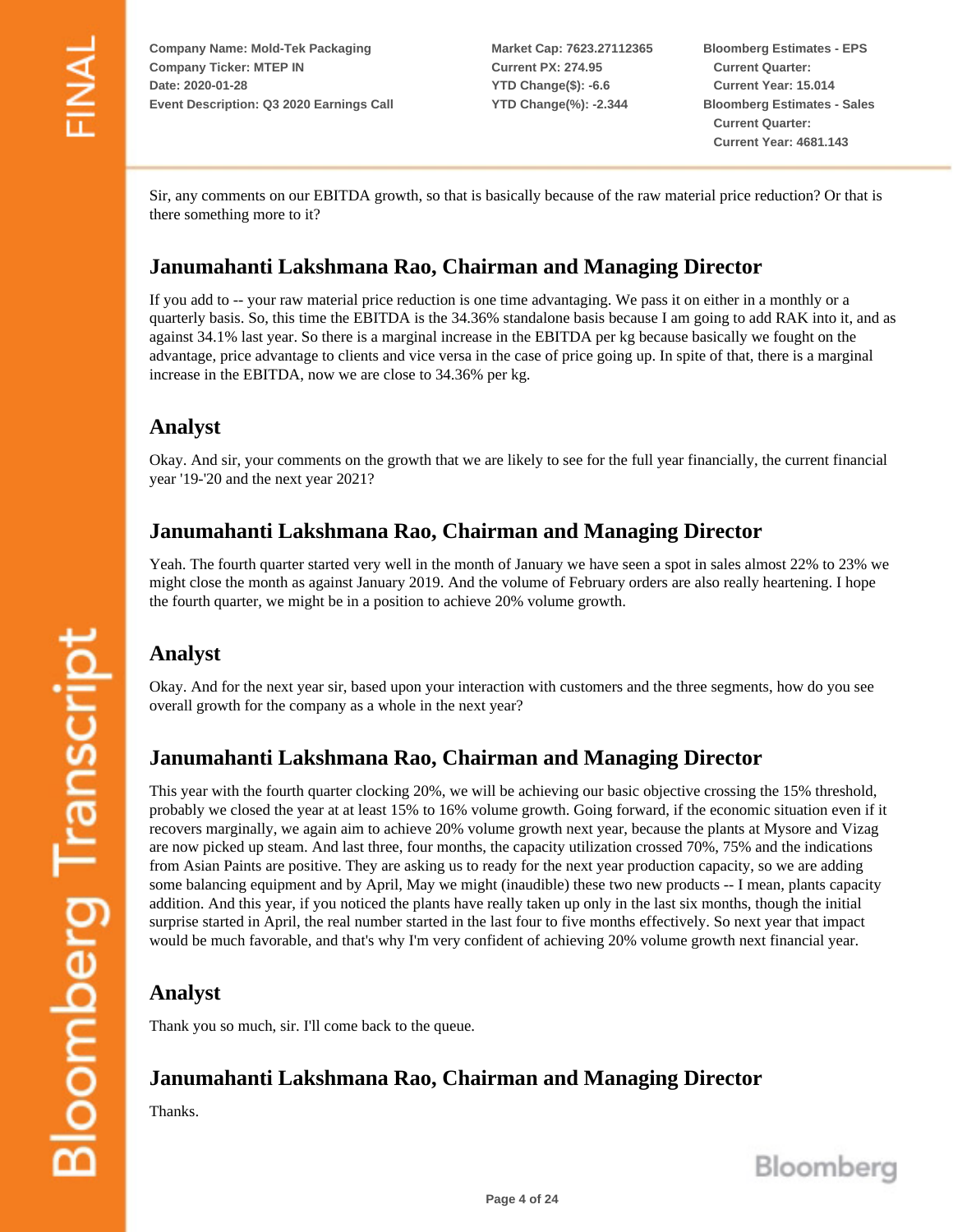Sir, any comments on our EBITDA growth, so that is basically because of the raw material price reduction? Or that is there something more to it?

## Janumahanti Lakshmana Rao, Chairman and Managing Director

If you add to -- your raw material price reduction is one time advantaging. We pass it on either in a monthly or a quarterly basis. So, this time the EBITDA is the 34.36% standalone basis because I am going to add RAK into it, and as against 34.1% last year. So there is a marginal increase in the EBITDA per kg because basically we fought on the advantage, price advantage to clients and vice versa in the case of price going up. In spite of that, there is a marginal increase in the EBITDA, now we are close to 34.36% per kg.

## Analyst

Okay. And sir, your comments on the growth that we are likely to see for the full year financially, the current financial year '19-'20 and the next year 2021?

## Janumahanti Lakshmana Rao, Chairman and Managing Director

Yeah. The fourth quarter started very well in the month of January we have seen a spot in sales almost 22% to 23% we might close the month as against January 2019. And the volume of February orders are also really heartening. I hope the fourth quarter, we might be in a position to achieve 20% volume growth.

## Analyst

Okay. And for the next year sir, based upon your interaction with customers and the three segments, how do you see overall growth for the company as a whole in the next year?

## Janumahanti Lakshmana Rao, Chairman and Managing Director

This year with the fourth quarter clocking 20%, we will be achieving our basic objective crossing the 15% threshold, probably we closed the year at at least 15% to 16% volume growth. Going forward, if the economic situation even if it recovers marginally, we again aim to achieve 20% volume growth next year, because the plants at Mysore and Vizag are now picked up steam. And last three, four months, the capacity utilization crossed 70%, 75% and the indications from Asian Paints are positive. They are asking us to ready for the next year production capacity, so we are adding some balancing equipment and by April, May we might (inaudible) these two new products -- I mean, plants capacity addition. And this year, if you noticed the plants have really taken up only in the last six months, though the initial surprise started in April, the real number started in the last four to five months effectively. So next year that impact would be much favorable, and that's why I'm very confident of achieving 20% volume growth next financial year.

## Analyst

Thank you so much, sir. I'll come back to the queue.

## Janumahanti Lakshmana Rao, Chairman and Managing Director

Thanks.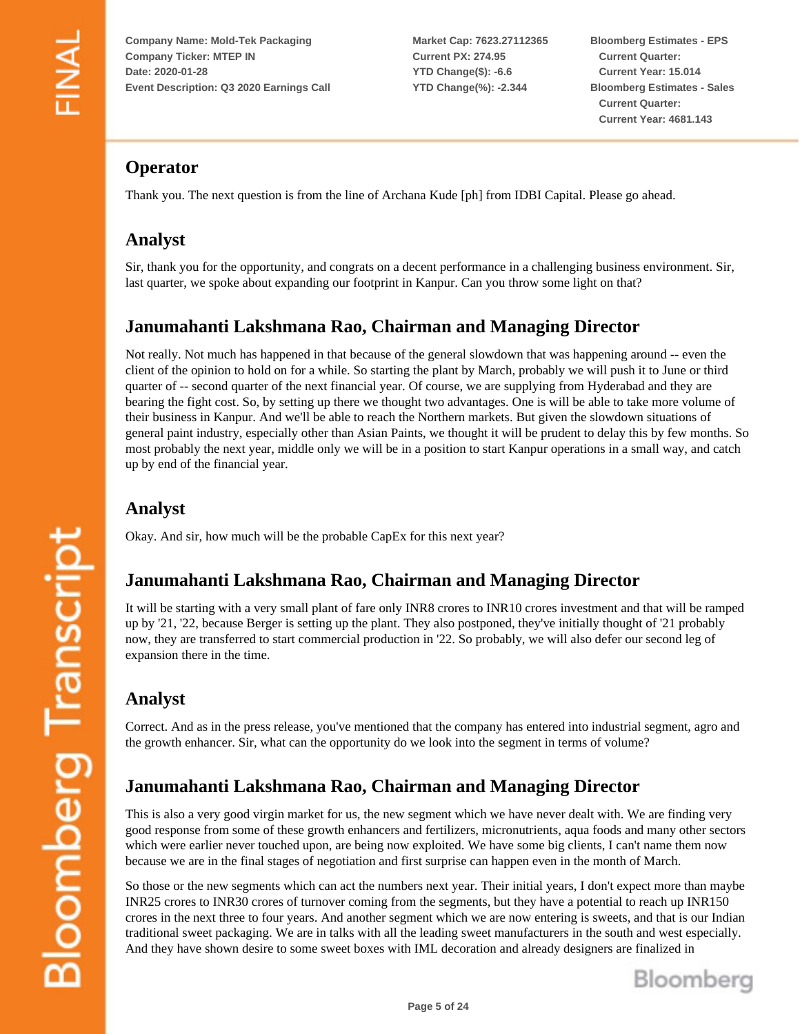## Operator

Thank you. The next question is from the line of Archana Kude [ph] from IDBI Capital. Please go ahead.

## Analyst

Sir, thank you for the opportunity, and congrats on a decent performance in a challenging business environment. Sir, last quarter, we spoke about expanding our footprint in Kanpur. Can you throw some light on that?

## Janumahanti Lakshmana Rao, Chairman and Managing Director

Not really. Not much has happened in that because of the general slowdown that was happening around -- even the client of the opinion to hold on for a while. So starting the plant by March, probably we will push it to June or third quarter of -- second quarter of the next financial year. Of course, we are supplying from Hyderabad and they are bearing the fight cost. So, by setting up there we thought two advantages. One is will be able to take more volume of their business in Kanpur. And we'll be able to reach the Northern markets. But given the slowdown situations of general paint industry, especially other than Asian Paints, we thought it will be prudent to delay this by few months. So most probably the next year, middle only we will be in a position to start Kanpur operations in a small way, and catch up by end of the financial year.

## Analyst

Okay. And sir, how much will be the probable CapEx for this next year?

## Janumahanti Lakshmana Rao, Chairman and Managing Director

It will be starting with a very small plant of fare only INR8 crores to INR10 crores investment and that will be ramped up by '21, '22, because Berger is setting up the plant. They also postponed, they've initially thought of '21 probably now, they are transferred to start commercial production in '22. So probably, we will also defer our second leg of expansion there in the time.

## Analyst

Correct. And as in the press release, you've mentioned that the company has entered into industrial segment, agro and the growth enhancer. Sir, what can the opportunity do we look into the segment in terms of volume?

## Janumahanti Lakshmana Rao, Chairman and Managing Director

This is also a very good virgin market for us, the new segment which we have never dealt with. We are finding very good response from some of these growth enhancers and fertilizers, micronutrients, aqua foods and many other sectors which were earlier never touched upon, are being now exploited. We have some big clients, I can't name them now because we are in the final stages of negotiation and first surprise can happen even in the month of March.

So those or the new segments which can act the numbers next year. Their initial years, I don't expect more than maybe INR25 crores to INR30 crores of turnover coming from the segments, but they have a potential to reach up INR150 crores in the next three to four years. And another segment which we are now entering is sweets, and that is our Indian traditional sweet packaging. We are in talks with all the leading sweet manufacturers in the south and west especially. And they have shown desire to some sweet boxes with IML decoration and already designers are finalized in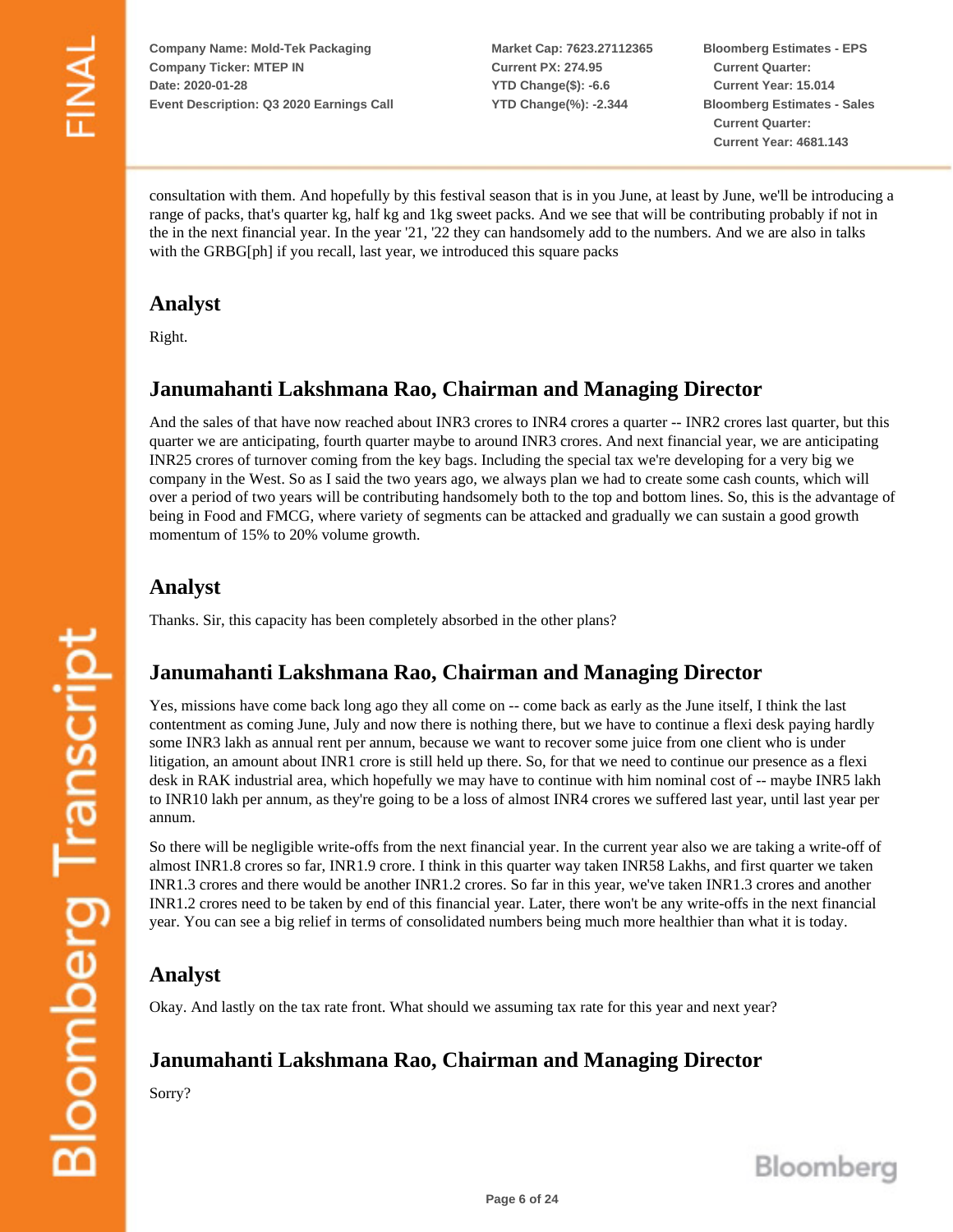consultation with them. And hopefully by this festival season that is in you June, at least by June, we'll be introducing a range of packs, that's quarter kg, half kg and 1kg sweet packs. And we see that will be contributing probably if not in the in the next financial year. In the year '21, '22 they can handsomely add to the numbers. And we are also in talks with the GRBG[ph] if you recall, last year, we introduced this square packs

## Analyst

Right.

## Janumahanti Lakshmana Rao, Chairman and Managing Director

And the sales of that have now reached about INR3 crores to INR4 crores a quarter -- INR2 crores last quarter, but this quarter we are anticipating, fourth quarter maybe to around INR3 crores. And next financial year, we are anticipating INR25 crores of turnover coming from the key bags. Including the special tax we're developing for a very big we company in the West. So as I said the two years ago, we always plan we had to create some cash counts, which will over a period of two years will be contributing handsomely both to the top and bottom lines. So, this is the advantage of being in Food and FMCG, where variety of segments can be attacked and gradually we can sustain a good growth momentum of 15% to 20% volume growth.

## Analyst

Thanks. Sir, this capacity has been completely absorbed in the other plans?

## Janumahanti Lakshmana Rao, Chairman and Managing Director

Yes, missions have come back long ago they all come on -- come back as early as the June itself, I think the last contentment as coming June, July and now there is nothing there, but we have to continue a flexi desk paying hardly some INR3 lakh as annual rent per annum, because we want to recover some juice from one client who is under litigation, an amount about INR1 crore is still held up there. So, for that we need to continue our presence as a flexi desk in RAK industrial area, which hopefully we may have to continue with him nominal cost of -- maybe INR5 lakh to INR10 lakh per annum, as they're going to be a loss of almost INR4 crores we suffered last year, until last year per annum.

So there will be negligible write-offs from the next financial year. In the current year also we are taking a write-off of almost INR1.8 crores so far, INR1.9 crore. I think in this quarter way taken INR58 Lakhs, and first quarter we taken INR1.3 crores and there would be another INR1.2 crores. So far in this year, we've taken INR1.3 crores and another INR1.2 crores need to be taken by end of this financial year. Later, there won't be any write-offs in the next financial year. You can see a big relief in terms of consolidated numbers being much more healthier than what it is today.

## Analyst

Okay. And lastly on the tax rate front. What should we assuming tax rate for this year and next year?

## Janumahanti Lakshmana Rao, Chairman and Managing Director

Sorry?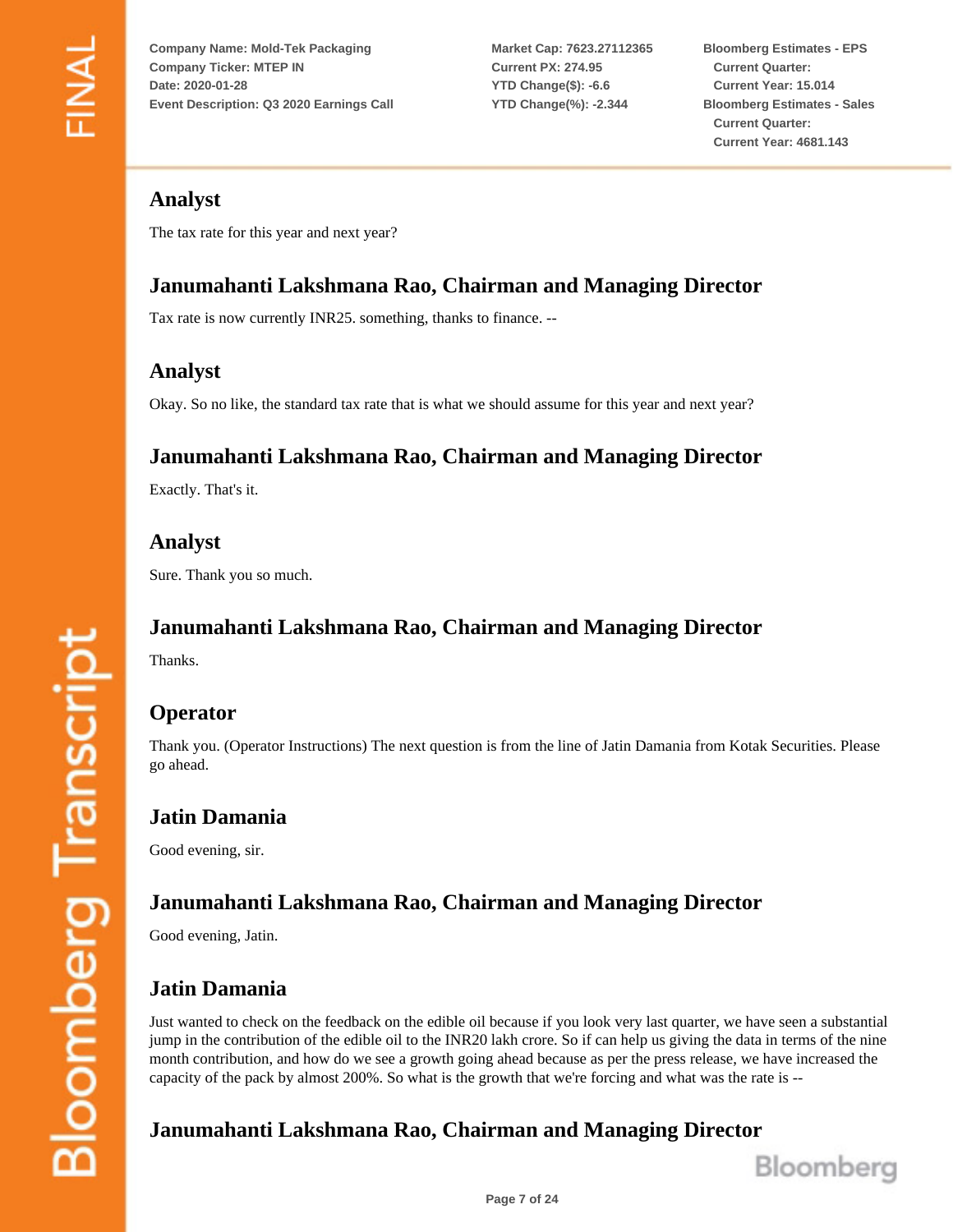## Analyst

The tax rate for this year and next year?

## Janumahanti Lakshmana Rao, Chairman and Managing Director

Tax rate is now currently INR25. something, thanks to finance. --

## Analyst

Okay. So no like, the standard tax rate that is what we should assume for this year and next year?

## Janumahanti Lakshmana Rao, Chairman and Managing Director

Exactly. That's it.

## Analyst

Sure. Thank you so much.

## Janumahanti Lakshmana Rao, Chairman and Managing Director

Thanks.

## Operator

Thank you. (Operator Instructions) The next question is from the line of Jatin Damania from Kotak Securities. Please go ahead.

## Jatin Damania

Good evening, sir.

## Janumahanti Lakshmana Rao, Chairman and Managing Director

Good evening, Jatin.

## Jatin Damania

Just wanted to check on the feedback on the edible oil because if you look very last quarter, we have seen a substantial jump in the contribution of the edible oil to the INR20 lakh crore. So if can help us giving the data in terms of the nine month contribution, and how do we see a growth going ahead because as per the press release, we have increased the capacity of the pack by almost 200%. So what is the growth that we're forcing and what was the rate is --

## Janumahanti Lakshmana Rao, Chairman and Managing Director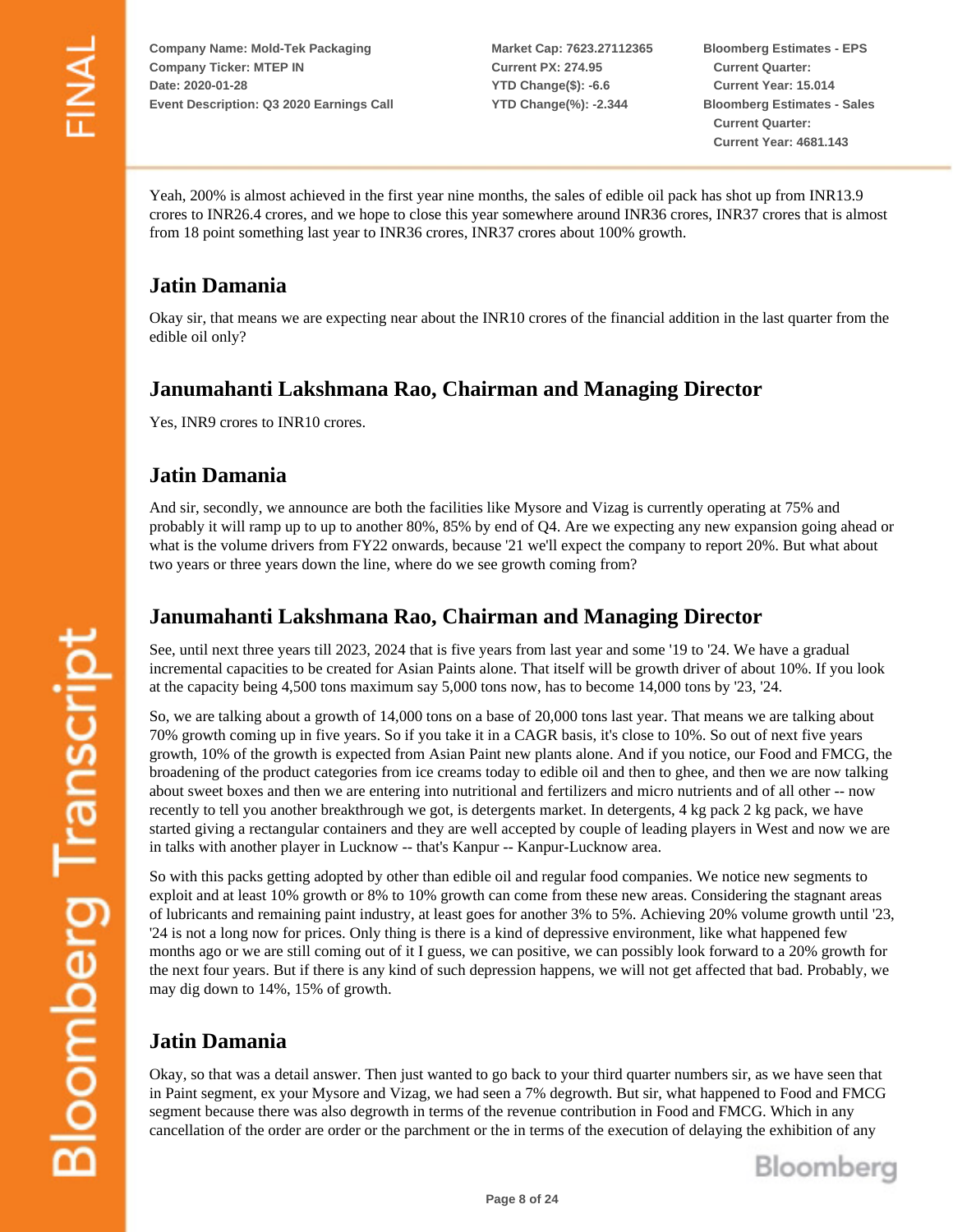Yeah, 200% is almost achieved in the first year nine months, the sales of edible oil pack has shot up from INR13.9 crores to INR26.4 crores, and we hope to close this year somewhere around INR36 crores, INR37 crores that is almost from 18 point something last year to INR36 crores, INR37 crores about 100% growth.

## Jatin Damania

Okay sir, that means we are expecting near about the INR10 crores of the financial addition in the last quarter from the edible oil only?

## Janumahanti Lakshmana Rao, Chairman and Managing Director

Yes, INR9 crores to INR10 crores.

## Jatin Damania

And sir, secondly, we announce are both the facilities like Mysore and Vizag is currently operating at 75% and probably it will ramp up to up to another 80%, 85% by end of Q4. Are we expecting any new expansion going ahead or what is the volume drivers from FY22 onwards, because '21 we'll expect the company to report 20%. But what about two years or three years down the line, where do we see growth coming from?

## Janumahanti Lakshmana Rao, Chairman and Managing Director

See, until next three years till 2023, 2024 that is five years from last year and some '19 to '24. We have a gradual incremental capacities to be created for Asian Paints alone. That itself will be growth driver of about 10%. If you look at the capacity being 4,500 tons maximum say 5,000 tons now, has to become 14,000 tons by '23, '24.

So, we are talking about a growth of 14,000 tons on a base of 20,000 tons last year. That means we are talking about 70% growth coming up in five years. So if you take it in a CAGR basis, it's close to 10%. So out of next five years growth, 10% of the growth is expected from Asian Paint new plants alone. And if you notice, our Food and FMCG, the broadening of the product categories from ice creams today to edible oil and then to ghee, and then we are now talking about sweet boxes and then we are entering into nutritional and fertilizers and micro nutrients and of all other -- now recently to tell you another breakthrough we got, is detergents market. In detergents, 4 kg pack 2 kg pack, we have started giving a rectangular containers and they are well accepted by couple of leading players in West and now we are in talks with another player in Lucknow -- that's Kanpur -- Kanpur-Lucknow area.

So with this packs getting adopted by other than edible oil and regular food companies. We notice new segments to exploit and at least 10% growth or 8% to 10% growth can come from these new areas. Considering the stagnant areas of lubricants and remaining paint industry, at least goes for another 3% to 5%. Achieving 20% volume growth until '23, '24 is not a long now for prices. Only thing is there is a kind of depressive environment, like what happened few months ago or we are still coming out of it I guess, we can positive, we can possibly look forward to a 20% growth for the next four years. But if there is any kind of such depression happens, we will not get affected that bad. Probably, we may dig down to 14%, 15% of growth.

## Jatin Damania

Okay, so that was a detail answer. Then just wanted to go back to your third quarter numbers sir, as we have seen that in Paint segment, ex your Mysore and Vizag, we had seen a 7% degrowth. But sir, what happened to Food and FMCG segment because there was also degrowth in terms of the revenue contribution in Food and FMCG. Which in any cancellation of the order are order or the parchment or the in terms of the execution of delaying the exhibition of any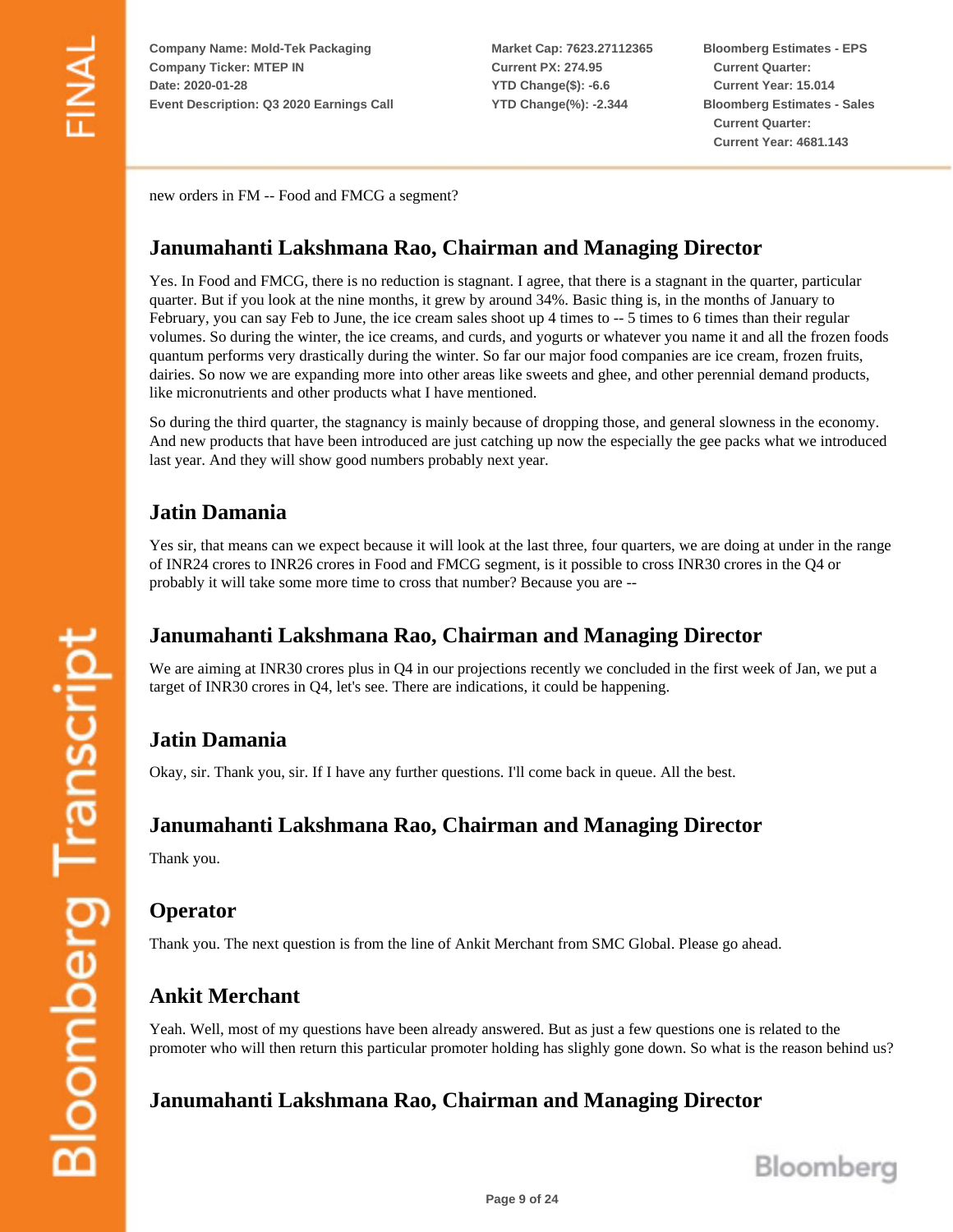new orders in FM -- Food and FMCG a segment?

## Janumahanti Lakshmana Rao, Chairman and Managing Director

Yes. In Food and FMCG, there is no reduction is stagnant. I agree, that there is a stagnant in the quarter, particular quarter. But if you look at the nine months, it grew by around 34%. Basic thing is, in the months of January to February, you can say Feb to June, the ice cream sales shoot up 4 times to -- 5 times to 6 times than their regular volumes. So during the winter, the ice creams, and curds, and yogurts or whatever you name it and all the frozen foods quantum performs very drastically during the winter. So far our major food companies are ice cream, frozen fruits, dairies. So now we are expanding more into other areas like sweets and ghee, and other perennial demand products, like micronutrients and other products what I have mentioned.

So during the third quarter, the stagnancy is mainly because of dropping those, and general slowness in the economy. And new products that have been introduced are just catching up now the especially the gee packs what we introduced last year. And they will show good numbers probably next year.

## Jatin Damania

Yes sir, that means can we expect because it will look at the last three, four quarters, we are doing at under in the range of INR24 crores to INR26 crores in Food and FMCG segment, is it possible to cross INR30 crores in the Q4 or probably it will take some more time to cross that number? Because you are --

## Janumahanti Lakshmana Rao, Chairman and Managing Director

We are aiming at INR30 crores plus in Q4 in our projections recently we concluded in the first week of Jan, we put a target of INR30 crores in Q4, let's see. There are indications, it could be happening.

## Jatin Damania

Okay, sir. Thank you, sir. If I have any further questions. I'll come back in queue. All the best.

## Janumahanti Lakshmana Rao, Chairman and Managing Director

Thank you.

## Operator

Thank you. The next question is from the line of Ankit Merchant from SMC Global. Please go ahead.

## Ankit Merchant

Yeah. Well, most of my questions have been already answered. But as just a few questions one is related to the promoter who will then return this particular promoter holding has slighly gone down. So what is the reason behind us?

## Janumahanti Lakshmana Rao, Chairman and Managing Director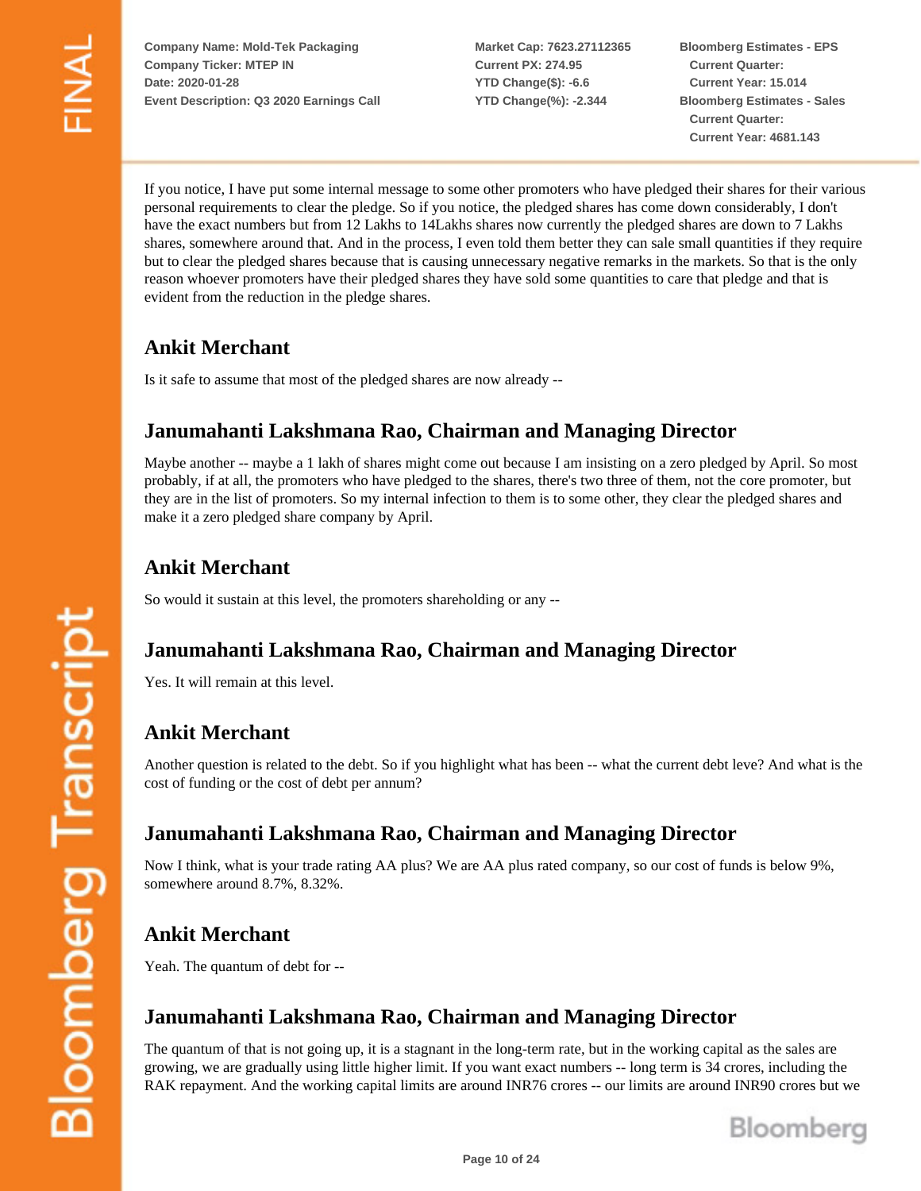If you notice, I have put some internal message to some other promoters who have pledged their shares for their various personal requirements to clear the pledge. So if you notice, the pledged shares has come down considerably, I don't have the exact numbers but from 12 Lakhs to 14Lakhs shares now currently the pledged shares are down to 7 Lakhs shares, somewhere around that. And in the process, I even told them better they can sale small quantities if they require but to clear the pledged shares because that is causing unnecessary negative remarks in the markets. So that is the only reason whoever promoters have their pledged shares they have sold some quantities to care that pledge and that is evident from the reduction in the pledge shares.

## Ankit Merchant

Is it safe to assume that most of the pledged shares are now already --

## Janumahanti Lakshmana Rao, Chairman and Managing Director

Maybe another -- maybe a 1 lakh of shares might come out because I am insisting on a zero pledged by April. So most probably, if at all, the promoters who have pledged to the shares, there's two three of them, not the core promoter, but they are in the list of promoters. So my internal infection to them is to some other, they clear the pledged shares and make it a zero pledged share company by April.

## Ankit Merchant

So would it sustain at this level, the promoters shareholding or any --

## Janumahanti Lakshmana Rao, Chairman and Managing Director

Yes. It will remain at this level.

## Ankit Merchant

Another question is related to the debt. So if you highlight what has been -- what the current debt leve? And what is the cost of funding or the cost of debt per annum?

## Janumahanti Lakshmana Rao, Chairman and Managing Director

Now I think, what is your trade rating AA plus? We are AA plus rated company, so our cost of funds is below 9%, somewhere around 8.7%, 8.32%.

## Ankit Merchant

Yeah. The quantum of debt for --

## Janumahanti Lakshmana Rao, Chairman and Managing Director

The quantum of that is not going up, it is a stagnant in the long-term rate, but in the working capital as the sales are growing, we are gradually using little higher limit. If you want exact numbers -- long term is 34 crores, including the RAK repayment. And the working capital limits are around INR76 crores -- our limits are around INR90 crores but we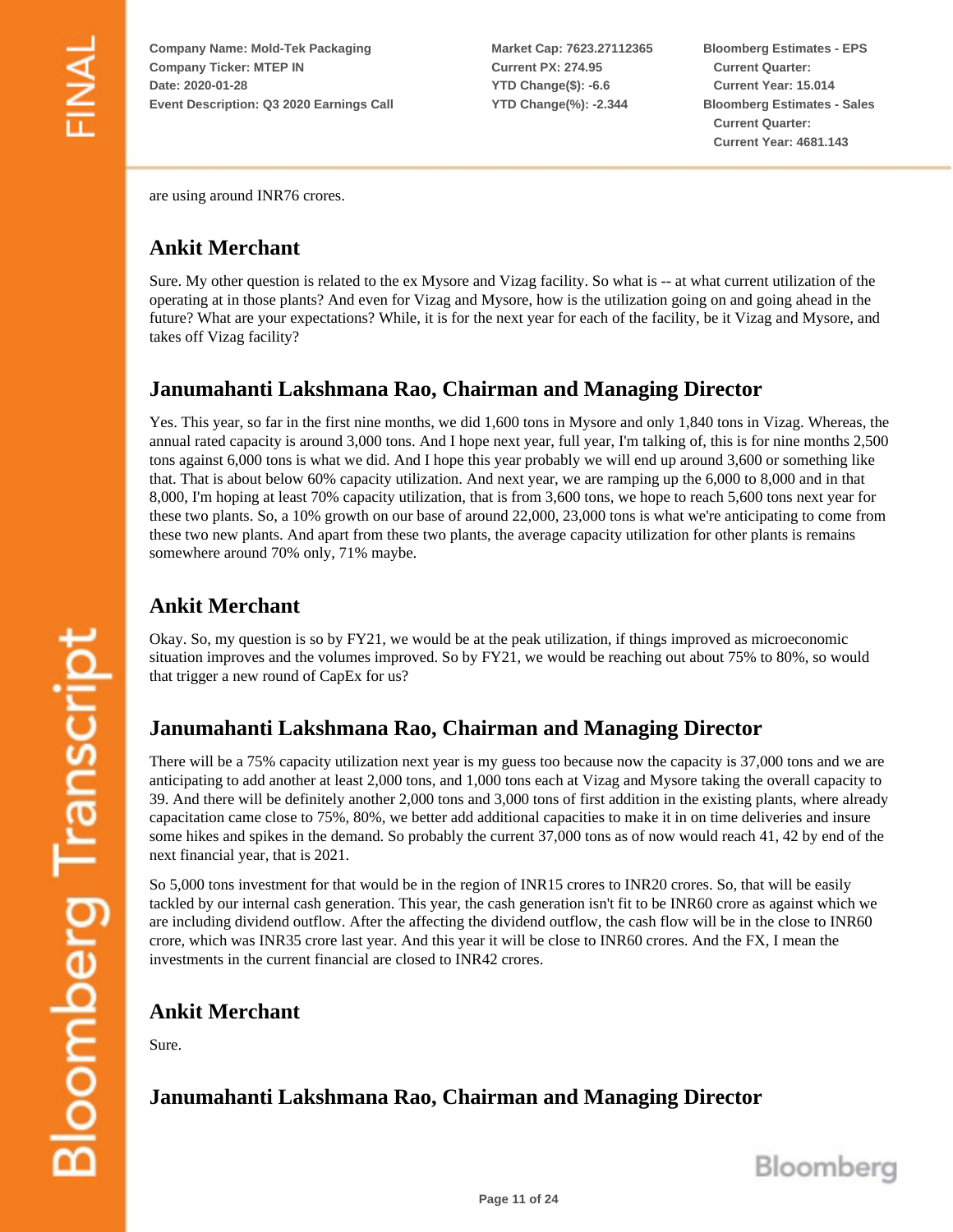are using around INR76 crores.

## Ankit Merchant

Sure. My other question is related to the ex Mysore and Vizag facility. So what is -- at what current utilization of the operating at in those plants? And even for Vizag and Mysore, how is the utilization going on and going ahead in the future? What are your expectations? While, it is for the next year for each of the facility, be it Vizag and Mysore, and takes off Vizag facility?

## Janumahanti Lakshmana Rao, Chairman and Managing Director

Yes. This year, so far in the first nine months, we did 1,600 tons in Mysore and only 1,840 tons in Vizag. Whereas, the annual rated capacity is around 3,000 tons. And I hope next year, full year, I'm talking of, this is for nine months 2,500 tons against 6,000 tons is what we did. And I hope this year probably we will end up around 3,600 or something like that. That is about below 60% capacity utilization. And next year, we are ramping up the 6,000 to 8,000 and in that 8,000, I'm hoping at least 70% capacity utilization, that is from 3,600 tons, we hope to reach 5,600 tons next year for these two plants. So, a 10% growth on our base of around 22,000, 23,000 tons is what we're anticipating to come from these two new plants. And apart from these two plants, the average capacity utilization for other plants is remains somewhere around 70% only, 71% maybe.

## Ankit Merchant

Okay. So, my question is so by FY21, we would be at the peak utilization, if things improved as microeconomic situation improves and the volumes improved. So by FY21, we would be reaching out about 75% to 80%, so would that trigger a new round of CapEx for us?

## Janumahanti Lakshmana Rao, Chairman and Managing Director

There will be a 75% capacity utilization next year is my guess too because now the capacity is 37,000 tons and we are anticipating to add another at least 2,000 tons, and 1,000 tons each at Vizag and Mysore taking the overall capacity to 39. And there will be definitely another 2,000 tons and 3,000 tons of first addition in the existing plants, where already capacitation came close to 75%, 80%, we better add additional capacities to make it in on time deliveries and insure some hikes and spikes in the demand. So probably the current 37,000 tons as of now would reach 41, 42 by end of the next financial year, that is 2021.

So 5,000 tons investment for that would be in the region of INR15 crores to INR20 crores. So, that will be easily tackled by our internal cash generation. This year, the cash generation isn't fit to be INR60 crore as against which we are including dividend outflow. After the affecting the dividend outflow, the cash flow will be in the close to INR60 crore, which was INR35 crore last year. And this year it will be close to INR60 crores. And the FX, I mean the investments in the current financial are closed to INR42 crores.

## Ankit Merchant

Sure.

## Janumahanti Lakshmana Rao, Chairman and Managing Director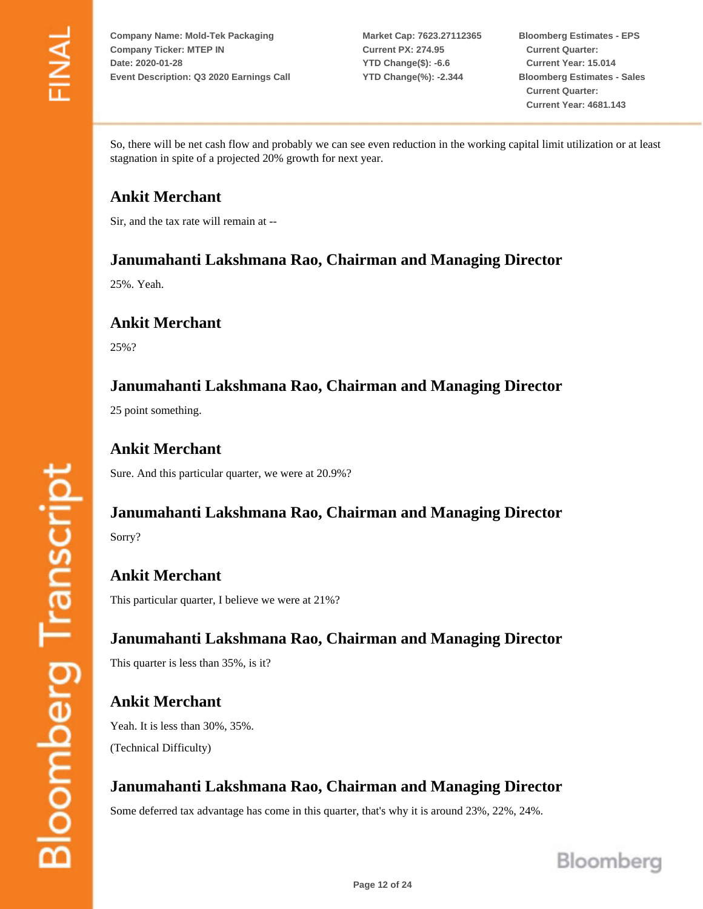So, there will be net cash flow and probably we can see even reduction in the working capital limit utilization or at least stagnation in spite of a projected 20% growth for next year.

## Ankit Merchant

Sir, and the tax rate will remain at --

## Janumahanti Lakshmana Rao, Chairman and Managing Director

25%. Yeah.

## Ankit Merchant

25%?

## Janumahanti Lakshmana Rao, Chairman and Managing Director

25 point something.

## Ankit Merchant

Sure. And this particular quarter, we were at 20.9%?

## Janumahanti Lakshmana Rao, Chairman and Managing Director

Sorry?

## Ankit Merchant

This particular quarter, I believe we were at 21%?

## Janumahanti Lakshmana Rao, Chairman and Managing Director

This quarter is less than 35%, is it?

## Ankit Merchant

Yeah. It is less than 30%, 35%.

(Technical Difficulty)

## Janumahanti Lakshmana Rao, Chairman and Managing Director

Some deferred tax advantage has come in this quarter, that's why it is around 23%, 22%, 24%.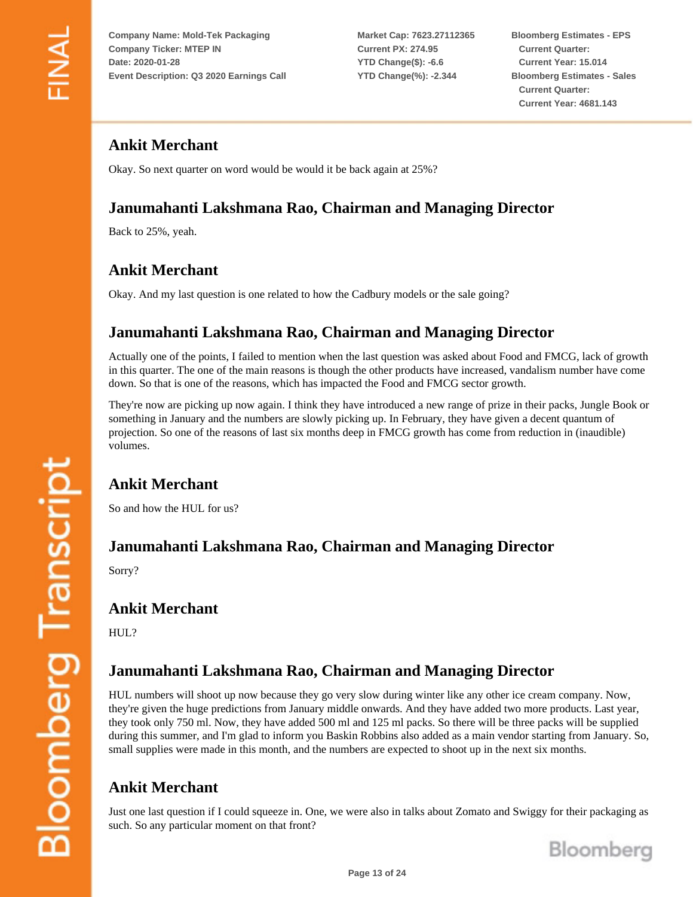## Ankit Merchant

Okay. So next quarter on word would be would it be back again at 25%?

## Janumahanti Lakshmana Rao, Chairman and Managing Director

Back to 25%, yeah.

## Ankit Merchant

Okay. And my last question is one related to how the Cadbury models or the sale going?

## Janumahanti Lakshmana Rao, Chairman and Managing Director

Actually one of the points, I failed to mention when the last question was asked about Food and FMCG, lack of growth in this quarter. The one of the main reasons is though the other products have increased, vandalism number have come down. So that is one of the reasons, which has impacted the Food and FMCG sector growth.

They're now are picking up now again. I think they have introduced a new range of prize in their packs, Jungle Book or something in January and the numbers are slowly picking up. In February, they have given a decent quantum of projection. So one of the reasons of last six months deep in FMCG growth has come from reduction in (inaudible) volumes.

## Ankit Merchant

So and how the HUL for us?

## Janumahanti Lakshmana Rao, Chairman and Managing Director

Sorry?

## Ankit Merchant

HUL?

## Janumahanti Lakshmana Rao, Chairman and Managing Director

HUL numbers will shoot up now because they go very slow during winter like any other ice cream company. Now, they're given the huge predictions from January middle onwards. And they have added two more products. Last year, they took only 750 ml. Now, they have added 500 ml and 125 ml packs. So there will be three packs will be supplied during this summer, and I'm glad to inform you Baskin Robbins also added as a main vendor starting from January. So, small supplies were made in this month, and the numbers are expected to shoot up in the next six months.

## Ankit Merchant

Just one last question if I could squeeze in. One, we were also in talks about Zomato and Swiggy for their packaging as such. So any particular moment on that front?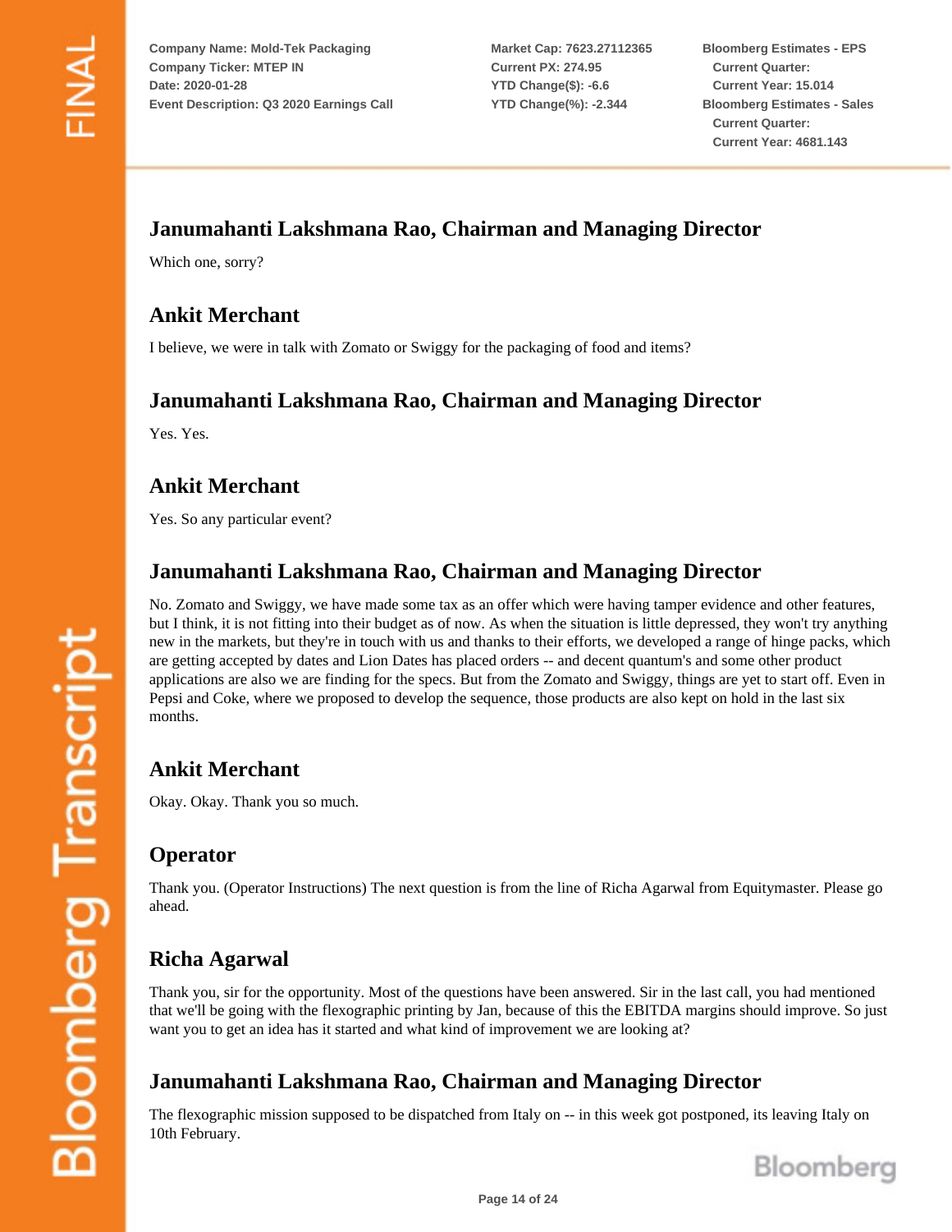## Janumahanti Lakshmana Rao, Chairman and Managing Director

Which one, sorry?

## Ankit Merchant

I believe, we were in talk with Zomato or Swiggy for the packaging of food and items?

## Janumahanti Lakshmana Rao, Chairman and Managing Director

Yes. Yes.

## Ankit Merchant

Yes. So any particular event?

## Janumahanti Lakshmana Rao, Chairman and Managing Director

No. Zomato and Swiggy, we have made some tax as an offer which were having tamper evidence and other features, but I think, it is not fitting into their budget as of now. As when the situation is little depressed, they won't try anything new in the markets, but they're in touch with us and thanks to their efforts, we developed a range of hinge packs, which are getting accepted by dates and Lion Dates has placed orders -- and decent quantum's and some other product applications are also we are finding for the specs. But from the Zomato and Swiggy, things are yet to start off. Even in Pepsi and Coke, where we proposed to develop the sequence, those products are also kept on hold in the last six months.

## Ankit Merchant

Okay. Okay. Thank you so much.

## Operator

Thank you. (Operator Instructions) The next question is from the line of Richa Agarwal from Equitymaster. Please go ahead.

## Richa Agarwal

Thank you, sir for the opportunity. Most of the questions have been answered. Sir in the last call, you had mentioned that we'll be going with the flexographic printing by Jan, because of this the EBITDA margins should improve. So just want you to get an idea has it started and what kind of improvement we are looking at?

## Janumahanti Lakshmana Rao, Chairman and Managing Director

The flexographic mission supposed to be dispatched from Italy on -- in this week got postponed, its leaving Italy on 10th February.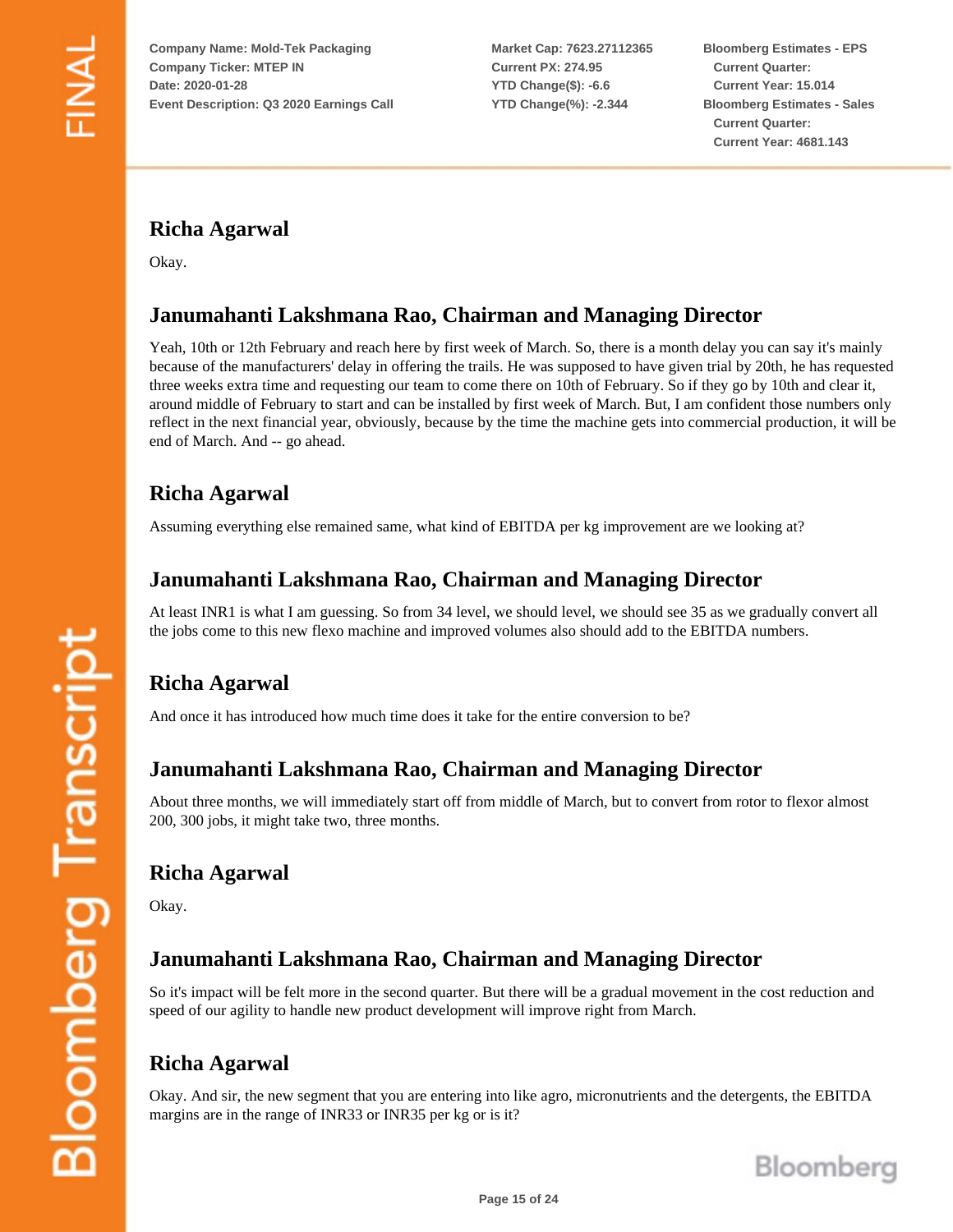## Richa Agarwal

Okay.

## Janumahanti Lakshmana Rao, Chairman and Managing Director

Yeah, 10th or 12th February and reach here by first week of March. So, there is a month delay you can say it's mainly because of the manufacturers' delay in offering the trails. He was supposed to have given trial by 20th, he has requested three weeks extra time and requesting our team to come there on 10th of February. So if they go by 10th and clear it, around middle of February to start and can be installed by first week of March. But, I am confident those numbers only reflect in the next financial year, obviously, because by the time the machine gets into commercial production, it will be end of March. And -- go ahead.

## Richa Agarwal

Assuming everything else remained same, what kind of EBITDA per kg improvement are we looking at?

## Janumahanti Lakshmana Rao, Chairman and Managing Director

At least INR1 is what I am guessing. So from 34 level, we should level, we should see 35 as we gradually convert all the jobs come to this new flexo machine and improved volumes also should add to the EBITDA numbers.

## Richa Agarwal

And once it has introduced how much time does it take for the entire conversion to be?

## Janumahanti Lakshmana Rao, Chairman and Managing Director

About three months, we will immediately start off from middle of March, but to convert from rotor to flexor almost 200, 300 jobs, it might take two, three months.

## Richa Agarwal

Okay.

## Janumahanti Lakshmana Rao, Chairman and Managing Director

So it's impact will be felt more in the second quarter. But there will be a gradual movement in the cost reduction and speed of our agility to handle new product development will improve right from March.

## Richa Agarwal

Okay. And sir, the new segment that you are entering into like agro, micronutrients and the detergents, the EBITDA margins are in the range of INR33 or INR35 per kg or is it?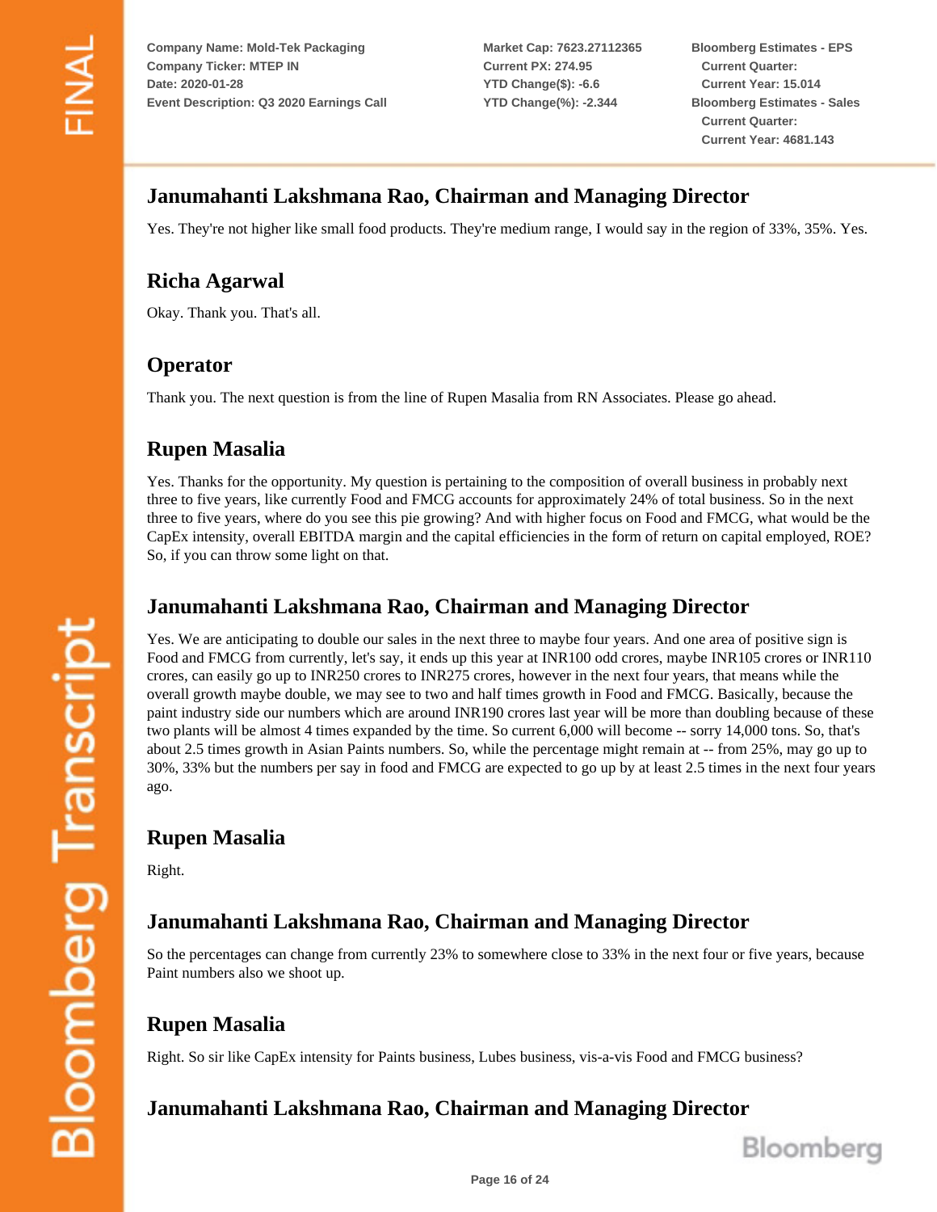## Janumahanti Lakshmana Rao, Chairman and Managing Director

Yes. They're not higher like small food products. They're medium range, I would say in the region of 33%, 35%. Yes.

## Richa Agarwal

Okay. Thank you. That's all.

## Operator

Thank you. The next question is from the line of Rupen Masalia from RN Associates. Please go ahead.

## Rupen Masalia

Yes. Thanks for the opportunity. My question is pertaining to the composition of overall business in probably next three to five years, like currently Food and FMCG accounts for approximately 24% of total business. So in the next three to five years, where do you see this pie growing? And with higher focus on Food and FMCG, what would be the CapEx intensity, overall EBITDA margin and the capital efficiencies in the form of return on capital employed, ROE? So, if you can throw some light on that.

## Janumahanti Lakshmana Rao, Chairman and Managing Director

Yes. We are anticipating to double our sales in the next three to maybe four years. And one area of positive sign is Food and FMCG from currently, let's say, it ends up this year at INR100 odd crores, maybe INR105 crores or INR110 crores, can easily go up to INR250 crores to INR275 crores, however in the next four years, that means while the overall growth maybe double, we may see to two and half times growth in Food and FMCG. Basically, because the paint industry side our numbers which are around INR190 crores last year will be more than doubling because of these two plants will be almost 4 times expanded by the time. So current 6,000 will become -- sorry 14,000 tons. So, that's about 2.5 times growth in Asian Paints numbers. So, while the percentage might remain at -- from 25%, may go up to 30%, 33% but the numbers per say in food and FMCG are expected to go up by at least 2.5 times in the next four years ago.

## Rupen Masalia

Right.

## Janumahanti Lakshmana Rao, Chairman and Managing Director

So the percentages can change from currently 23% to somewhere close to 33% in the next four or five years, because Paint numbers also we shoot up.

## Rupen Masalia

Right. So sir like CapEx intensity for Paints business, Lubes business, vis-a-vis Food and FMCG business?

## Janumahanti Lakshmana Rao, Chairman and Managing Director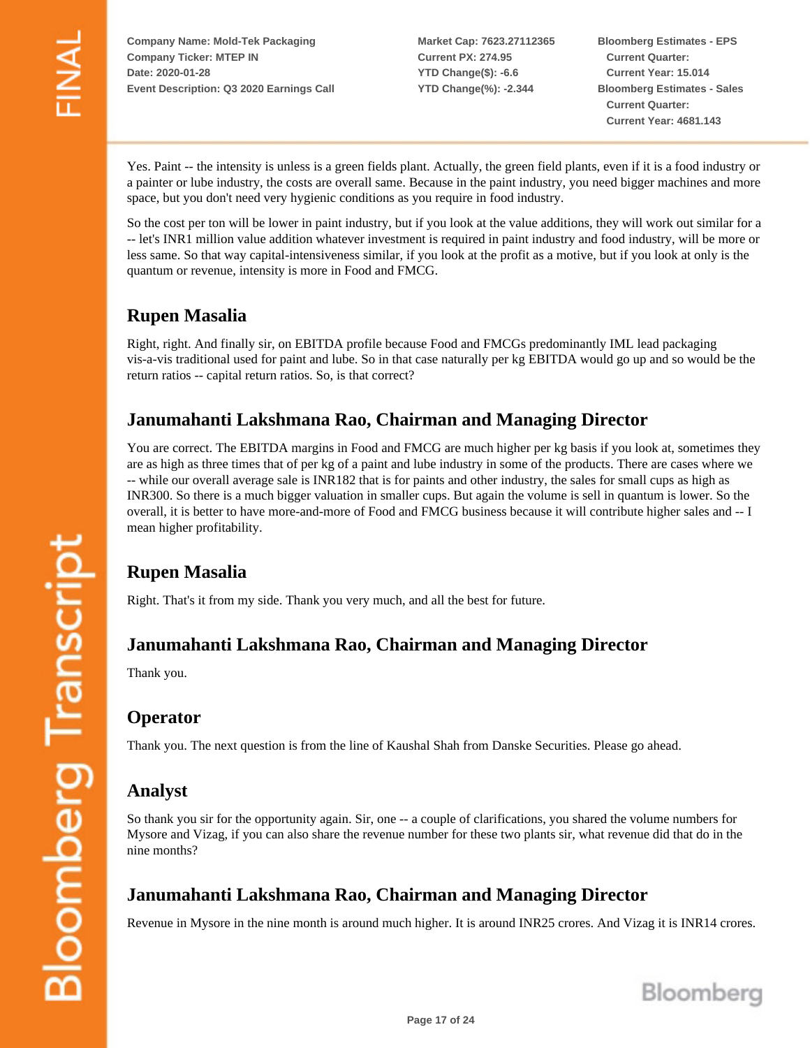Yes. Paint -- the intensity is unless is a green fields plant. Actually, the green field plants, even if it is a food industry or a painter or lube industry, the costs are overall same. Because in the paint industry, you need bigger machines and more space, but you don't need very hygienic conditions as you require in food industry.

So the cost per ton will be lower in paint industry, but if you look at the value additions, they will work out similar for a -- let's INR1 million value addition whatever investment is required in paint industry and food industry, will be more or less same. So that way capital-intensiveness similar, if you look at the profit as a motive, but if you look at only is the quantum or revenue, intensity is more in Food and FMCG.

## Rupen Masalia

Right, right. And finally sir, on EBITDA profile because Food and FMCGs predominantly IML lead packaging vis-a-vis traditional used for paint and lube. So in that case naturally per kg EBITDA would go up and so would be the return ratios -- capital return ratios. So, is that correct?

## Janumahanti Lakshmana Rao, Chairman and Managing Director

You are correct. The EBITDA margins in Food and FMCG are much higher per kg basis if you look at, sometimes they are as high as three times that of per kg of a paint and lube industry in some of the products. There are cases where we -- while our overall average sale is INR182 that is for paints and other industry, the sales for small cups as high as INR300. So there is a much bigger valuation in smaller cups. But again the volume is sell in quantum is lower. So the overall, it is better to have more-and-more of Food and FMCG business because it will contribute higher sales and -- I mean higher profitability.

## Rupen Masalia

Right. That's it from my side. Thank you very much, and all the best for future.

## Janumahanti Lakshmana Rao, Chairman and Managing Director

Thank you.

## Operator

Thank you. The next question is from the line of Kaushal Shah from Danske Securities. Please go ahead.

## Analyst

So thank you sir for the opportunity again. Sir, one -- a couple of clarifications, you shared the volume numbers for Mysore and Vizag, if you can also share the revenue number for these two plants sir, what revenue did that do in the nine months?

## Janumahanti Lakshmana Rao, Chairman and Managing Director

Revenue in Mysore in the nine month is around much higher. It is around INR25 crores. And Vizag it is INR14 crores.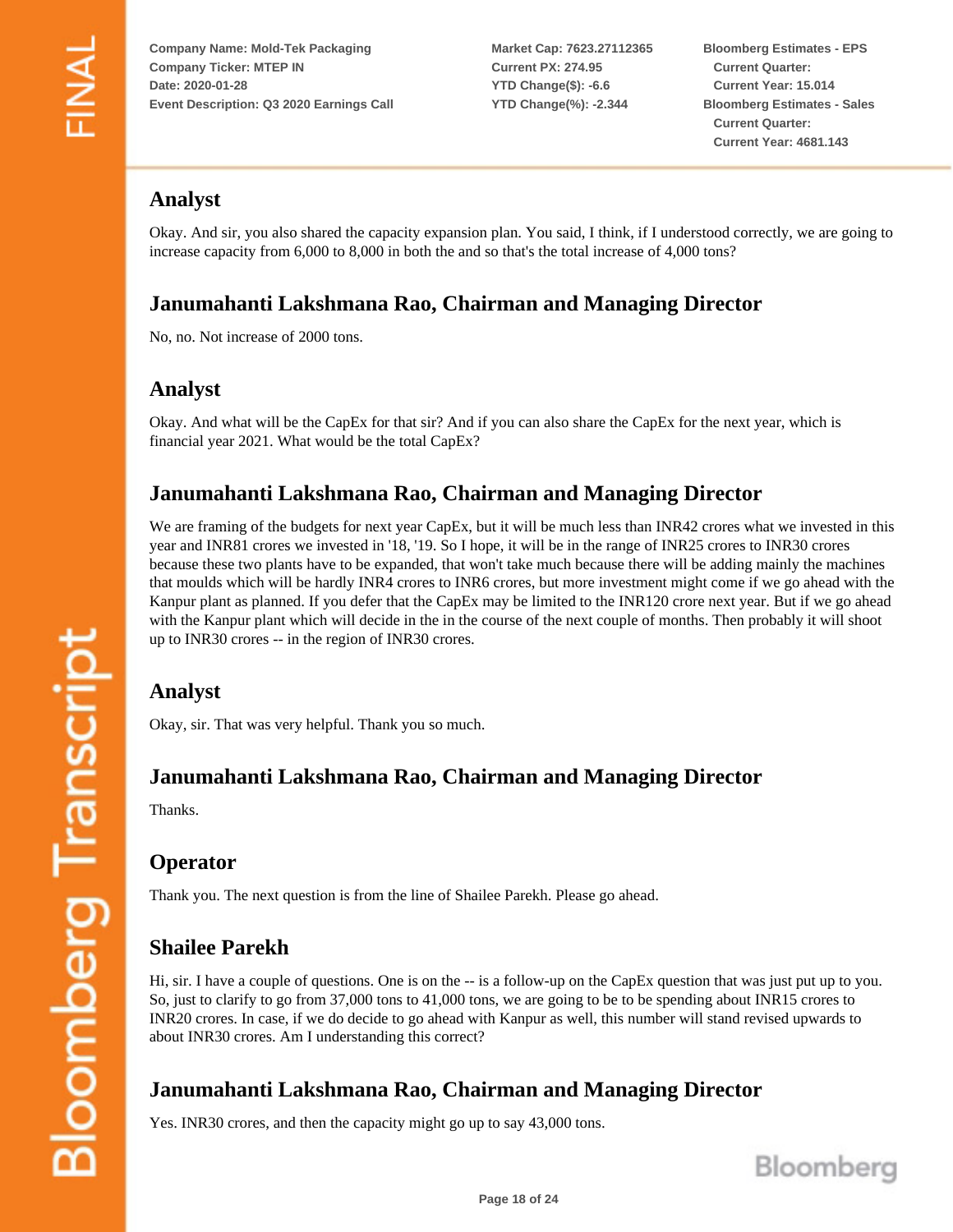## Analyst

Okay. And sir, you also shared the capacity expansion plan. You said, I think, if I understood correctly, we are going to increase capacity from 6,000 to 8,000 in both the and so that's the total increase of 4,000 tons?

## Janumahanti Lakshmana Rao, Chairman and Managing Director

No, no. Not increase of 2000 tons.

## Analyst

Okay. And what will be the CapEx for that sir? And if you can also share the CapEx for the next year, which is financial year 2021. What would be the total CapEx?

## Janumahanti Lakshmana Rao, Chairman and Managing Director

We are framing of the budgets for next year CapEx, but it will be much less than INR42 crores what we invested in this year and INR81 crores we invested in '18, '19. So I hope, it will be in the range of INR25 crores to INR30 crores because these two plants have to be expanded, that won't take much because there will be adding mainly the machines that moulds which will be hardly INR4 crores to INR6 crores, but more investment might come if we go ahead with the Kanpur plant as planned. If you defer that the CapEx may be limited to the INR120 crore next year. But if we go ahead with the Kanpur plant which will decide in the in the course of the next couple of months. Then probably it will shoot up to INR30 crores -- in the region of INR30 crores.

## Analyst

Okay, sir. That was very helpful. Thank you so much.

## Janumahanti Lakshmana Rao, Chairman and Managing Director

Thanks.

## Operator

Thank you. The next question is from the line of Shailee Parekh. Please go ahead.

## Shailee Parekh

Hi, sir. I have a couple of questions. One is on the -- is a follow-up on the CapEx question that was just put up to you. So, just to clarify to go from 37,000 tons to 41,000 tons, we are going to be to be spending about INR15 crores to INR20 crores. In case, if we do decide to go ahead with Kanpur as well, this number will stand revised upwards to about INR30 crores. Am I understanding this correct?

## Janumahanti Lakshmana Rao, Chairman and Managing Director

Yes. INR30 crores, and then the capacity might go up to say 43,000 tons.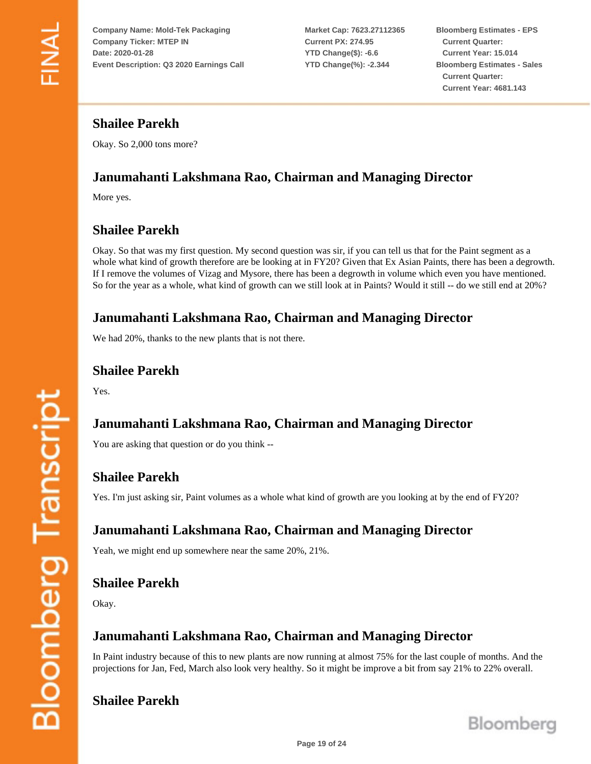## Shailee Parekh

Okay. So 2,000 tons more?

## Janumahanti Lakshmana Rao, Chairman and Managing Director

More yes.

## Shailee Parekh

Okay. So that was my first question. My second question was sir, if you can tell us that for the Paint segment as a whole what kind of growth therefore are be looking at in FY20? Given that Ex Asian Paints, there has been a degrowth. If I remove the volumes of Vizag and Mysore, there has been a degrowth in volume which even you have mentioned. So for the year as a whole, what kind of growth can we still look at in Paints? Would it still -- do we still end at 20%?

## Janumahanti Lakshmana Rao, Chairman and Managing Director

We had 20%, thanks to the new plants that is not there.

## Shailee Parekh

Yes.

## Janumahanti Lakshmana Rao, Chairman and Managing Director

You are asking that question or do you think --

## Shailee Parekh

Yes. I'm just asking sir, Paint volumes as a whole what kind of growth are you looking at by the end of FY20?

## Janumahanti Lakshmana Rao, Chairman and Managing Director

Yeah, we might end up somewhere near the same 20%, 21%.

## Shailee Parekh

Okay.

## Janumahanti Lakshmana Rao, Chairman and Managing Director

In Paint industry because of this to new plants are now running at almost 75% for the last couple of months. And the projections for Jan, Fed, March also look very healthy. So it might be improve a bit from say 21% to 22% overall.

## Shailee Parekh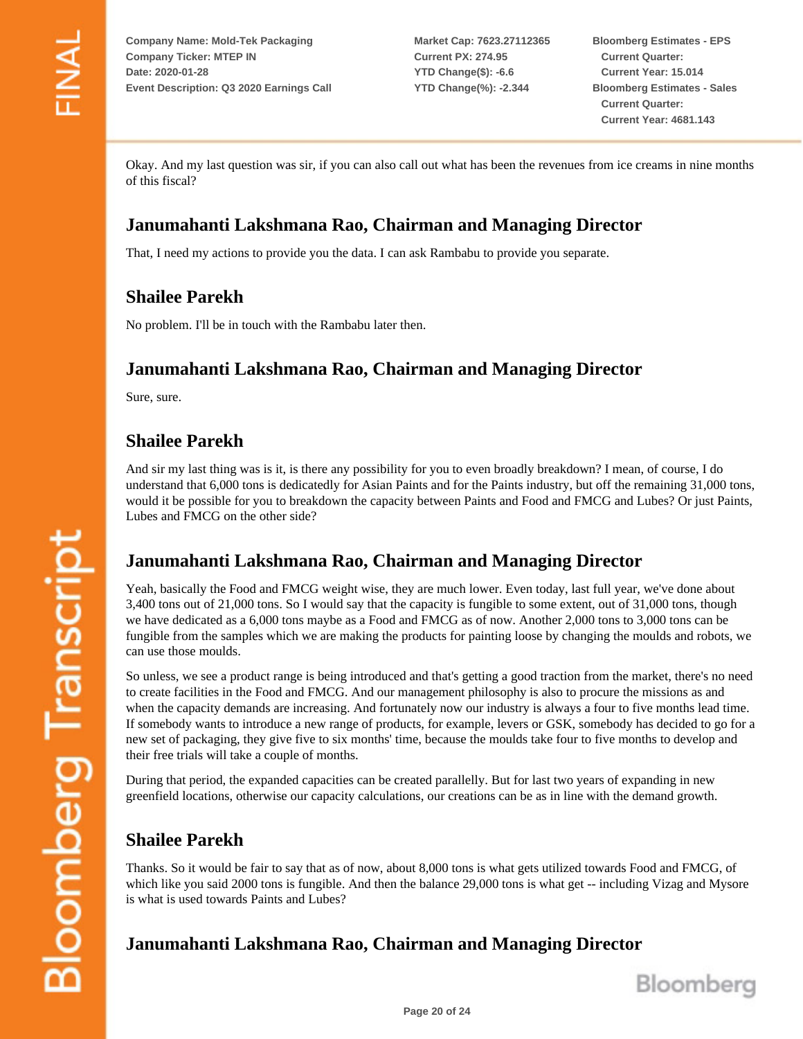Okay. And my last question was sir, if you can also call out what has been the revenues from ice creams in nine months of this fiscal?

## Janumahanti Lakshmana Rao, Chairman and Managing Director

That, I need my actions to provide you the data. I can ask Rambabu to provide you separate.

## Shailee Parekh

No problem. I'll be in touch with the Rambabu later then.

## Janumahanti Lakshmana Rao, Chairman and Managing Director

Sure, sure.

## Shailee Parekh

And sir my last thing was is it, is there any possibility for you to even broadly breakdown? I mean, of course, I do understand that 6,000 tons is dedicatedly for Asian Paints and for the Paints industry, but off the remaining 31,000 tons, would it be possible for you to breakdown the capacity between Paints and Food and FMCG and Lubes? Or just Paints, Lubes and FMCG on the other side?

## Janumahanti Lakshmana Rao, Chairman and Managing Director

Yeah, basically the Food and FMCG weight wise, they are much lower. Even today, last full year, we've done about 3,400 tons out of 21,000 tons. So I would say that the capacity is fungible to some extent, out of 31,000 tons, though we have dedicated as a 6,000 tons maybe as a Food and FMCG as of now. Another 2,000 tons to 3,000 tons can be fungible from the samples which we are making the products for painting loose by changing the moulds and robots, we can use those moulds.

So unless, we see a product range is being introduced and that's getting a good traction from the market, there's no need to create facilities in the Food and FMCG. And our management philosophy is also to procure the missions as and when the capacity demands are increasing. And fortunately now our industry is always a four to five months lead time. If somebody wants to introduce a new range of products, for example, levers or GSK, somebody has decided to go for a new set of packaging, they give five to six months' time, because the moulds take four to five months to develop and their free trials will take a couple of months.

During that period, the expanded capacities can be created parallelly. But for last two years of expanding in new greenfield locations, otherwise our capacity calculations, our creations can be as in line with the demand growth.

## Shailee Parekh

Thanks. So it would be fair to say that as of now, about 8,000 tons is what gets utilized towards Food and FMCG, of which like you said 2000 tons is fungible. And then the balance 29,000 tons is what get -- including Vizag and Mysore is what is used towards Paints and Lubes?

## Janumahanti Lakshmana Rao, Chairman and Managing Director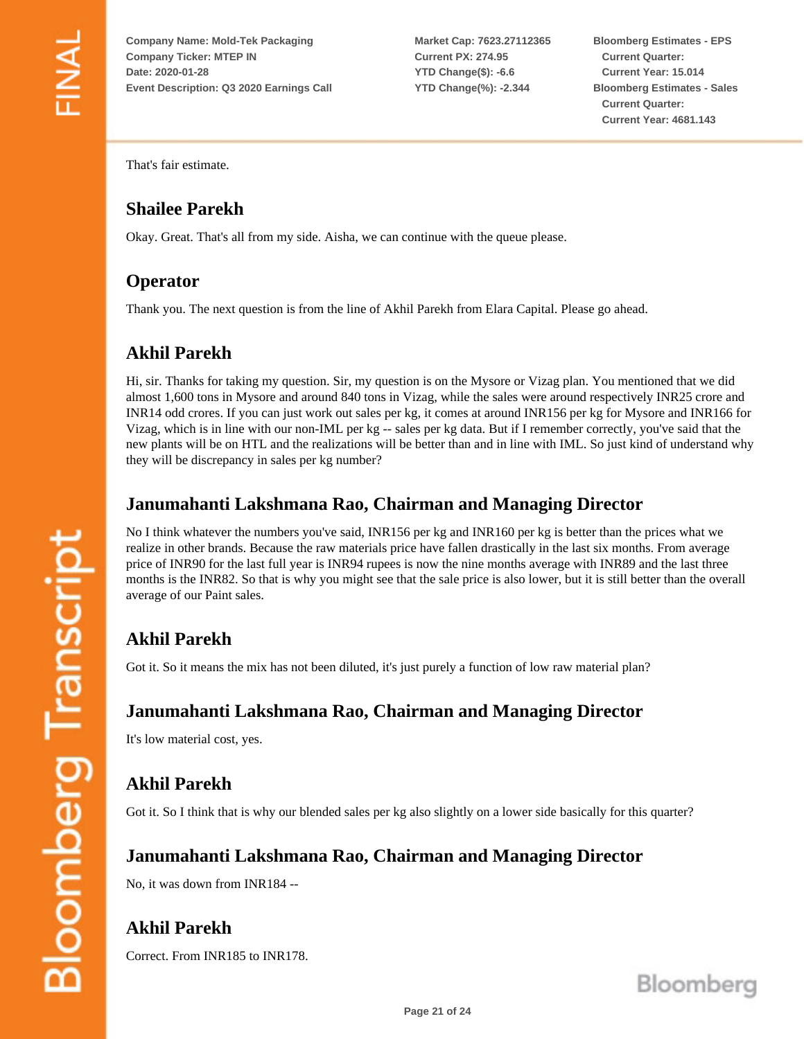That's fair estimate.

## Shailee Parekh

Okay. Great. That's all from my side. Aisha, we can continue with the queue please.

## Operator

Thank you. The next question is from the line of Akhil Parekh from Elara Capital. Please go ahead.

## Akhil Parekh

Hi, sir. Thanks for taking my question. Sir, my question is on the Mysore or Vizag plan. You mentioned that we did almost 1,600 tons in Mysore and around 840 tons in Vizag, while the sales were around respectively INR25 crore and INR14 odd crores. If you can just work out sales per kg, it comes at around INR156 per kg for Mysore and INR166 for Vizag, which is in line with our non-IML per kg -- sales per kg data. But if I remember correctly, you've said that the new plants will be on HTL and the realizations will be better than and in line with IML. So just kind of understand why they will be discrepancy in sales per kg number?

## Janumahanti Lakshmana Rao, Chairman and Managing Director

No I think whatever the numbers you've said, INR156 per kg and INR160 per kg is better than the prices what we realize in other brands. Because the raw materials price have fallen drastically in the last six months. From average price of INR90 for the last full year is INR94 rupees is now the nine months average with INR89 and the last three months is the INR82. So that is why you might see that the sale price is also lower, but it is still better than the overall average of our Paint sales.

## Akhil Parekh

Got it. So it means the mix has not been diluted, it's just purely a function of low raw material plan?

## Janumahanti Lakshmana Rao, Chairman and Managing Director

It's low material cost, yes.

## Akhil Parekh

Got it. So I think that is why our blended sales per kg also slightly on a lower side basically for this quarter?

## Janumahanti Lakshmana Rao, Chairman and Managing Director

No, it was down from INR184 --

## Akhil Parekh

Correct. From INR185 to INR178.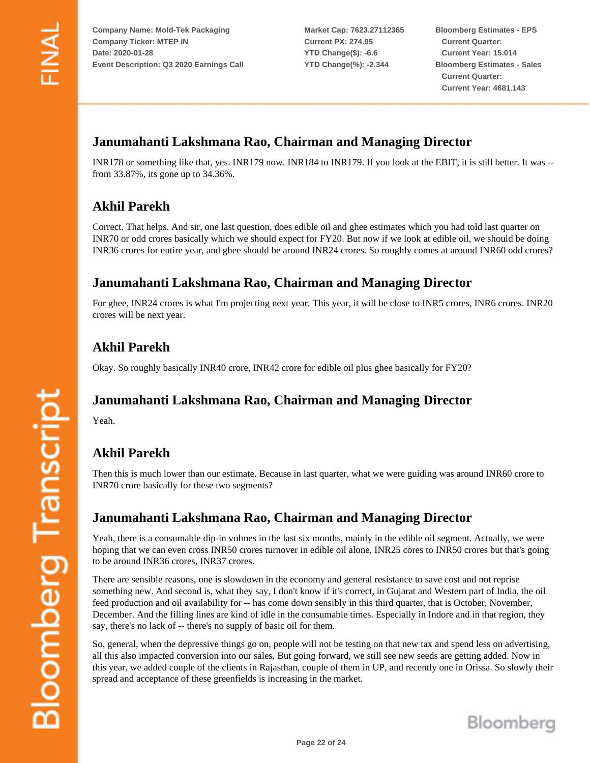## Janumahanti Lakshmana Rao, Chairman and Managing Director

INR178 or something like that, yes. INR179 now. INR184 to INR179. If you look at the EBIT, it is still better. It was -- from 33.87%, its gone up to 34.36%.

## Akhil Parekh

Correct. That helps. And sir, one last question, does edible oil and ghee estimates which you had told last quarter on INR70 or odd crores basically which we should expect for FY20. But now if we look at edible oil, we should be doing INR36 crores for entire year, and ghee should be around INR24 crores. So roughly comes at around INR60 odd crores?

## Janumahanti Lakshmana Rao, Chairman and Managing Director

For ghee, INR24 crores is what I'm projecting next year. This year, it will be close to INR5 crores, INR6 crores. INR20 crores will be next year.

## Akhil Parekh

Okay. So roughly basically INR40 crore, INR42 crore for edible oil plus ghee basically for FY20?

## Janumahanti Lakshmana Rao, Chairman and Managing Director

Yeah.

## Akhil Parekh

Then this is much lower than our estimate. Because in last quarter, what we were guiding was around INR60 crore to INR70 crore basically for these two segments?

## Janumahanti Lakshmana Rao, Chairman and Managing Director

Yeah, there is a consumable dip-in volmes in the last six months, mainly in the edible oil segment. Actually, we were hoping that we can even cross INR50 crores turnover in edible oil alone, INR25 cores to INR50 crores but that's going to be around INR36 crores, INR37 crores.

There are sensible reasons, one is slowdown in the economy and general resistance to save cost and not reprise something new. And second is, what they say, I don't know if it's correct, in Gujarat and Western part of India, the oil feed production and oil availability for -- has come down sensibly in this third quarter, that is October, November, December. And the filling lines are kind of idle in the consumable times. Especially in Indore and in that region, they say, there's no lack of -- there's no supply of basic oil for them.

So, general, when the depressive things go on, people will not be testing on that new tax and spend less on advertising, all this also impacted conversion into our sales. But going forward, we still see new seeds are getting added. Now in this year, we added couple of the clients in Rajasthan, couple of them in UP, and recently one in Orissa. So slowly their spread and acceptance of these greenfields is increasing in the market.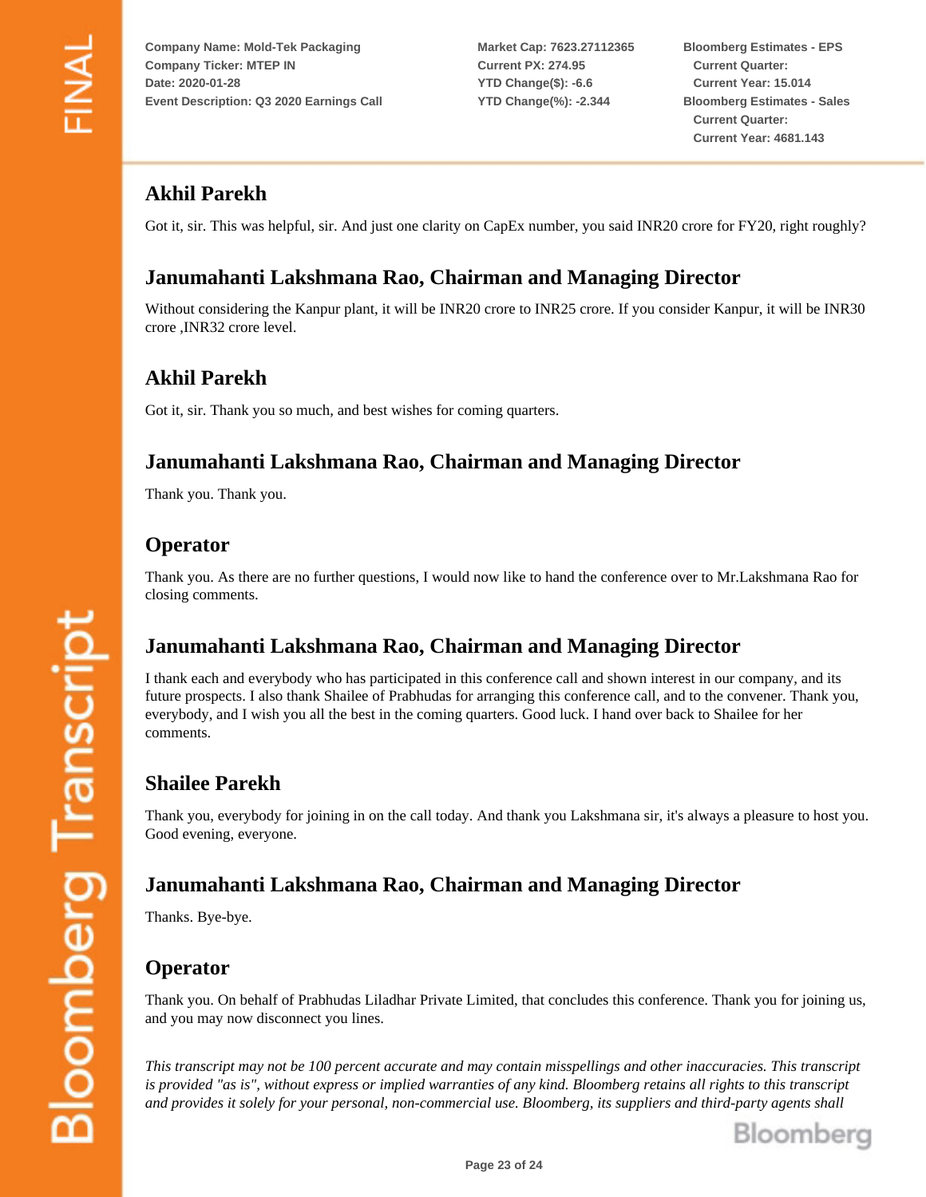## Akhil Parekh

Got it, sir. This was helpful, sir. And just one clarity on CapEx number, you said INR20 crore for FY20, right roughly?

## Janumahanti Lakshmana Rao, Chairman and Managing Director

Without considering the Kanpur plant, it will be INR20 crore to INR25 crore. If you consider Kanpur, it will be INR30 crore ,INR32 crore level.

## Akhil Parekh

Got it, sir. Thank you so much, and best wishes for coming quarters.

## Janumahanti Lakshmana Rao, Chairman and Managing Director

Thank you. Thank you.

## Operator

Thank you. As there are no further questions, I would now like to hand the conference over to Mr.Lakshmana Rao for closing comments.

## Janumahanti Lakshmana Rao, Chairman and Managing Director

I thank each and everybody who has participated in this conference call and shown interest in our company, and its future prospects. I also thank Shailee of Prabhudas for arranging this conference call, and to the convener. Thank you, everybody, and I wish you all the best in the coming quarters. Good luck. I hand over back to Shailee for her comments.

## Shailee Parekh

Thank you, everybody for joining in on the call today. And thank you Lakshmana sir, it's always a pleasure to host you. Good evening, everyone.

## Janumahanti Lakshmana Rao, Chairman and Managing Director

Thanks. Bye-bye.

## Operator

Thank you. On behalf of Prabhudas Liladhar Private Limited, that concludes this conference. Thank you for joining us, and you may now disconnect you lines.

*This transcript may not be 100 percent accurate and may contain misspellings and other inaccuracies. This transcript is provided "as is", without express or implied warranties of any kind. Bloomberg retains all rights to this transcript and provides it solely for your personal, non-commercial use. Bloomberg, its suppliers and third-party agents shall*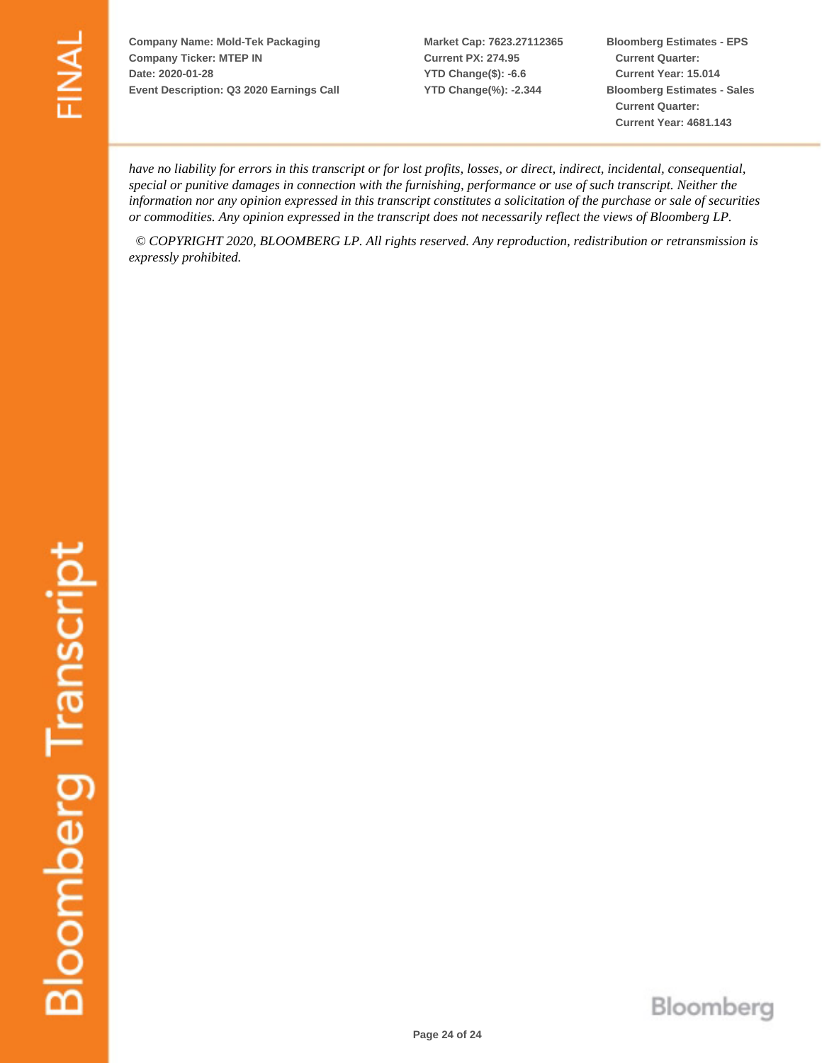*have no liability for errors in this transcript or for lost profits, losses, or direct, indirect, incidental, consequential, special or punitive damages in connection with the furnishing, performance or use of such transcript. Neither the information nor any opinion expressed in this transcript constitutes a solicitation of the purchase or sale of securities or commodities. Any opinion expressed in the transcript does not necessarily reflect the views of Bloomberg LP.*

*© COPYRIGHT 2020, BLOOMBERG LP. All rights reserved. Any reproduction, redistribution or retransmission is expressly prohibited.*